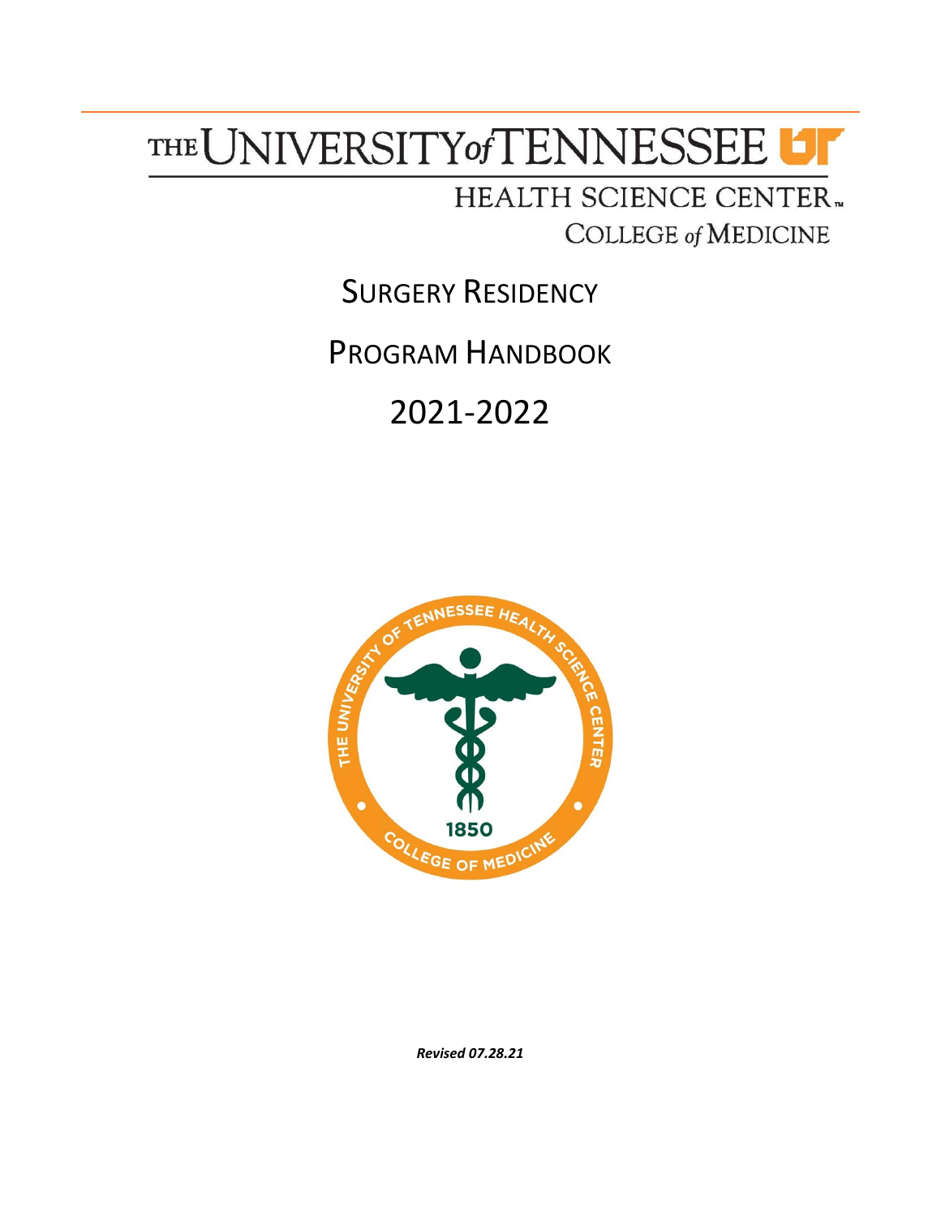THE UNIVERSITY of TENNESSEE

HEALTH SCIENCE CENTER

COLLEGE of MEDICINE

# SURGERY RESIDENCY

# PROGRAM HANDBOOK

# 2021-2022

***Revised 07.28.21***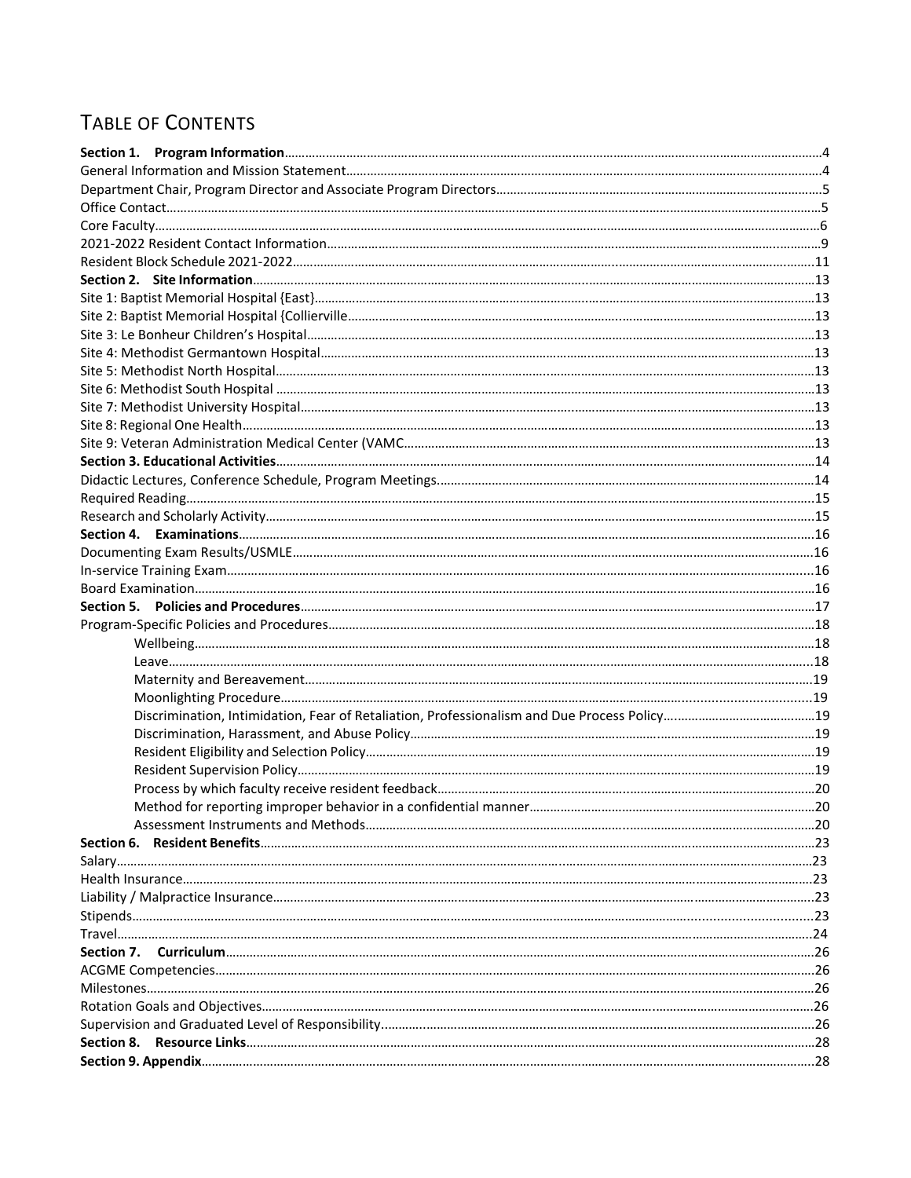# Table of Contents

**Section 1. Program Information**..........4
General Information and Mission Statement..........4
Department Chair, Program Director and Associate Program Directors..........5
Office Contact..........5
Core Faculty..........6
2021-2022 Resident Contact Information..........9
Resident Block Schedule 2021-2022..........11
**Section 2. Site Information**..........13
Site 1: Baptist Memorial Hospital {East}..........13
Site 2: Baptist Memorial Hospital {Collierville..........13
Site 3: Le Bonheur Children's Hospital..........13
Site 4: Methodist Germantown Hospital..........13
Site 5: Methodist North Hospital..........13
Site 6: Methodist South Hospital..........13
Site 7: Methodist University Hospital..........13
Site 8: Regional One Health..........13
Site 9: Veteran Administration Medical Center (VAMC..........13
**Section 3. Educational Activities**..........14
Didactic Lectures, Conference Schedule, Program Meetings..........14
Required Reading..........15
Research and Scholarly Activity..........15
**Section 4. Examinations**..........16
Documenting Exam Results/USMLE..........16
In-service Training Exam..........16
Board Examination..........16
**Section 5. Policies and Procedures**..........17
Program-Specific Policies and Procedures..........18
- Wellbeing..........18
- Leave..........18
- Maternity and Bereavement..........19
- Moonlighting Procedure..........19
- Discrimination, Intimidation, Fear of Retaliation, Professionalism and Due Process Policy..........19
- Discrimination, Harassment, and Abuse Policy..........19
- Resident Eligibility and Selection Policy..........19
- Resident Supervision Policy..........19
- Process by which faculty receive resident feedback..........20
- Method for reporting improper behavior in a confidential manner..........20
- Assessment Instruments and Methods..........20

**Section 6. Resident Benefits**..........23
Salary..........23
Health Insurance..........23
Liability / Malpractice Insurance..........23
Stipends..........23
Travel..........24
**Section 7. Curriculum**..........26
ACGME Competencies..........26
Milestones..........26
Rotation Goals and Objectives..........26
Supervision and Graduated Level of Responsibility..........26
**Section 8. Resource Links**..........28
**Section 9. Appendix**..........28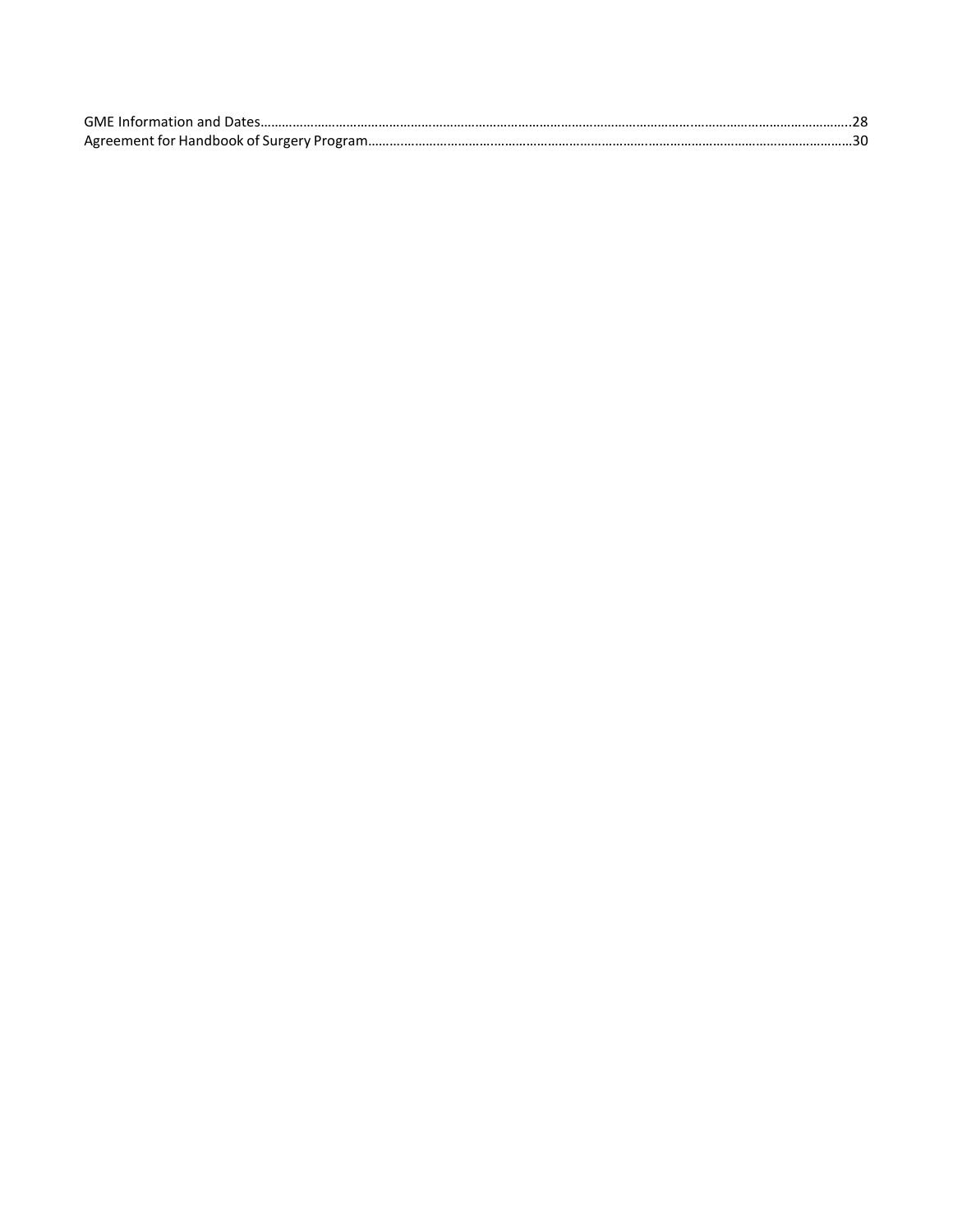GME Information and Dates…………………………………………………………………………………………………………………………………………..28
Agreement for Handbook of Surgery Program…………………………………………………………………………………………………………………30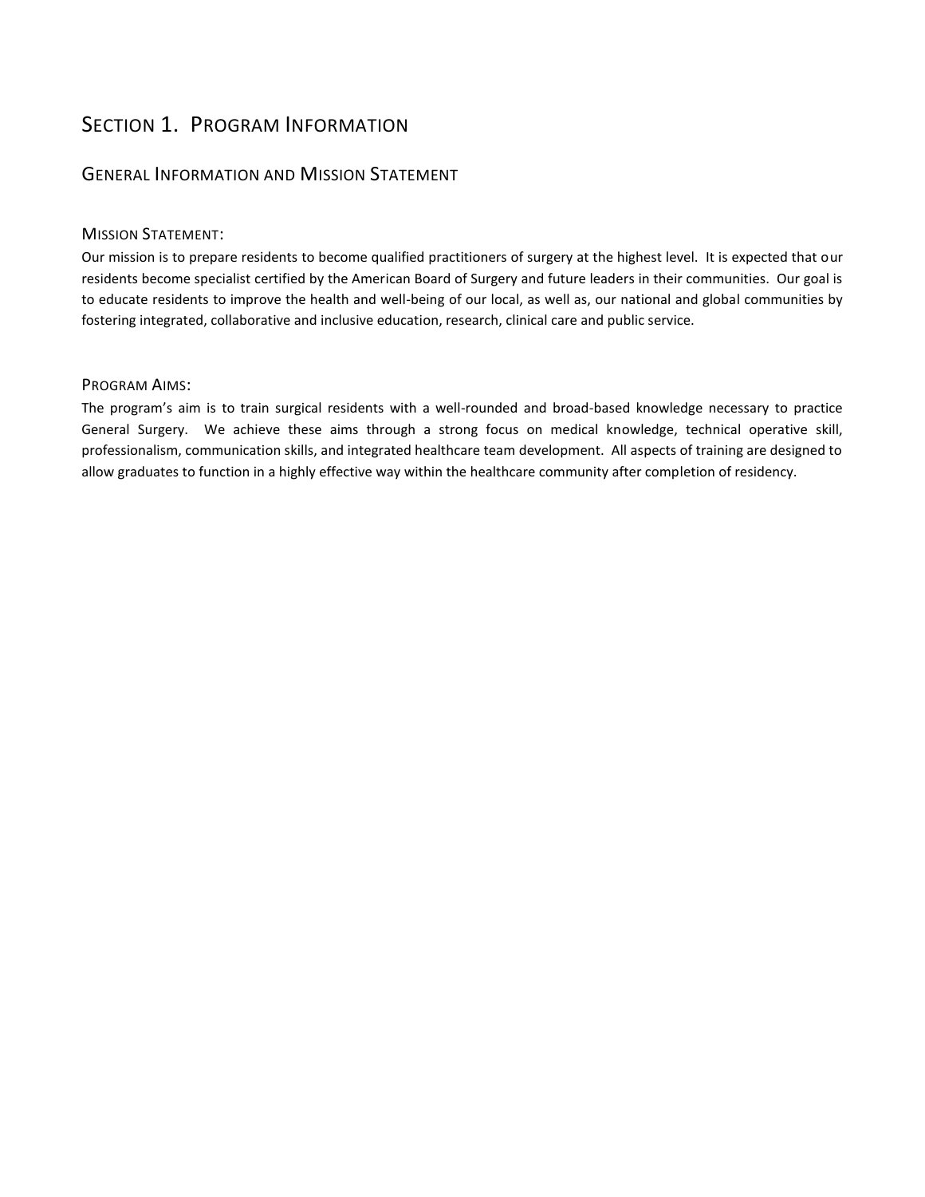# Section 1. Program Information

## General Information and Mission Statement

### Mission Statement:

Our mission is to prepare residents to become qualified practitioners of surgery at the highest level. It is expected that our residents become specialist certified by the American Board of Surgery and future leaders in their communities. Our goal is to educate residents to improve the health and well-being of our local, as well as, our national and global communities by fostering integrated, collaborative and inclusive education, research, clinical care and public service.

### Program Aims:

The program's aim is to train surgical residents with a well-rounded and broad-based knowledge necessary to practice General Surgery. We achieve these aims through a strong focus on medical knowledge, technical operative skill, professionalism, communication skills, and integrated healthcare team development. All aspects of training are designed to allow graduates to function in a highly effective way within the healthcare community after completion of residency.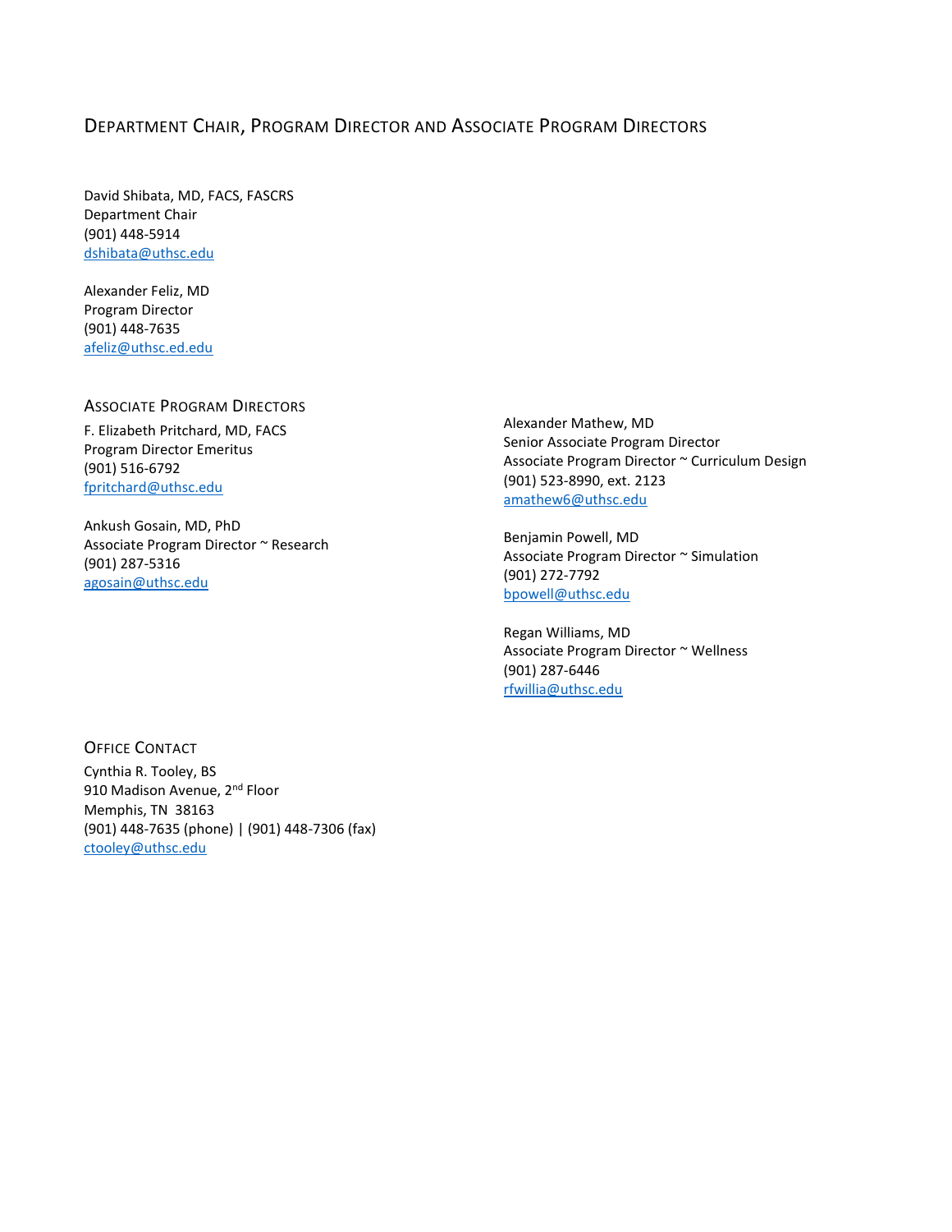## Department Chair, Program Director and Associate Program Directors

David Shibata, MD, FACS, FASCRS
Department Chair
(901) 448-5914
dshibata@uthsc.edu

Alexander Feliz, MD
Program Director
(901) 448-7635
afeliz@uthsc.ed.edu

### Associate Program Directors

F. Elizabeth Pritchard, MD, FACS
Program Director Emeritus
(901) 516-6792
fpritchard@uthsc.edu

Ankush Gosain, MD, PhD
Associate Program Director ~ Research
(901) 287-5316
agosain@uthsc.edu

Alexander Mathew, MD
Senior Associate Program Director
Associate Program Director ~ Curriculum Design
(901) 523-8990, ext. 2123
amathew6@uthsc.edu

Benjamin Powell, MD
Associate Program Director ~ Simulation
(901) 272-7792
bpowell@uthsc.edu

Regan Williams, MD
Associate Program Director ~ Wellness
(901) 287-6446
rfwillia@uthsc.edu

### Office Contact

Cynthia R. Tooley, BS
910 Madison Avenue, 2nd Floor
Memphis, TN 38163
(901) 448-7635 (phone) | (901) 448-7306 (fax)
ctooley@uthsc.edu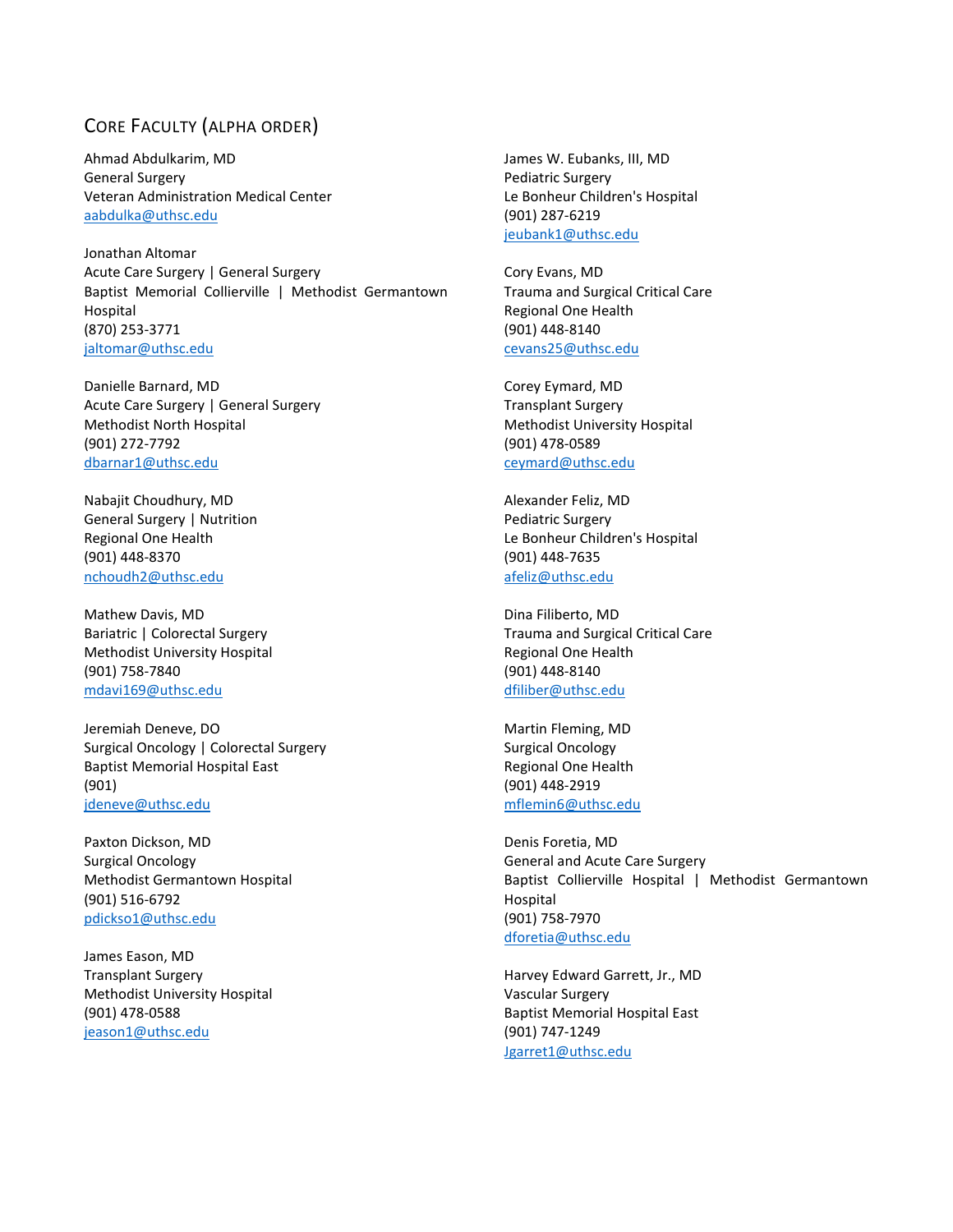## Core Faculty (Alpha Order)

Ahmad Abdulkarim, MD
General Surgery
Veteran Administration Medical Center
aabdulka@uthsc.edu

Jonathan Altomar
Acute Care Surgery | General Surgery
Baptist Memorial Collierville | Methodist Germantown Hospital
(870) 253-3771
jaltomar@uthsc.edu

Danielle Barnard, MD
Acute Care Surgery | General Surgery
Methodist North Hospital
(901) 272-7792
dbarnar1@uthsc.edu

Nabajit Choudhury, MD
General Surgery | Nutrition
Regional One Health
(901) 448-8370
nchoudh2@uthsc.edu

Mathew Davis, MD
Bariatric | Colorectal Surgery
Methodist University Hospital
(901) 758-7840
mdavi169@uthsc.edu

Jeremiah Deneve, DO
Surgical Oncology | Colorectal Surgery
Baptist Memorial Hospital East
(901)
jdeneve@uthsc.edu

Paxton Dickson, MD
Surgical Oncology
Methodist Germantown Hospital
(901) 516-6792
pdickso1@uthsc.edu

James Eason, MD
Transplant Surgery
Methodist University Hospital
(901) 478-0588
jeason1@uthsc.edu

James W. Eubanks, III, MD
Pediatric Surgery
Le Bonheur Children's Hospital
(901) 287-6219
jeubank1@uthsc.edu

Cory Evans, MD
Trauma and Surgical Critical Care
Regional One Health
(901) 448-8140
cevans25@uthsc.edu

Corey Eymard, MD
Transplant Surgery
Methodist University Hospital
(901) 478-0589
ceymard@uthsc.edu

Alexander Feliz, MD
Pediatric Surgery
Le Bonheur Children's Hospital
(901) 448-7635
afeliz@uthsc.edu

Dina Filiberto, MD
Trauma and Surgical Critical Care
Regional One Health
(901) 448-8140
dfiliber@uthsc.edu

Martin Fleming, MD
Surgical Oncology
Regional One Health
(901) 448-2919
mflemin6@uthsc.edu

Denis Foretia, MD
General and Acute Care Surgery
Baptist Collierville Hospital | Methodist Germantown Hospital
(901) 758-7970
dforetia@uthsc.edu

Harvey Edward Garrett, Jr., MD
Vascular Surgery
Baptist Memorial Hospital East
(901) 747-1249
Jgarret1@uthsc.edu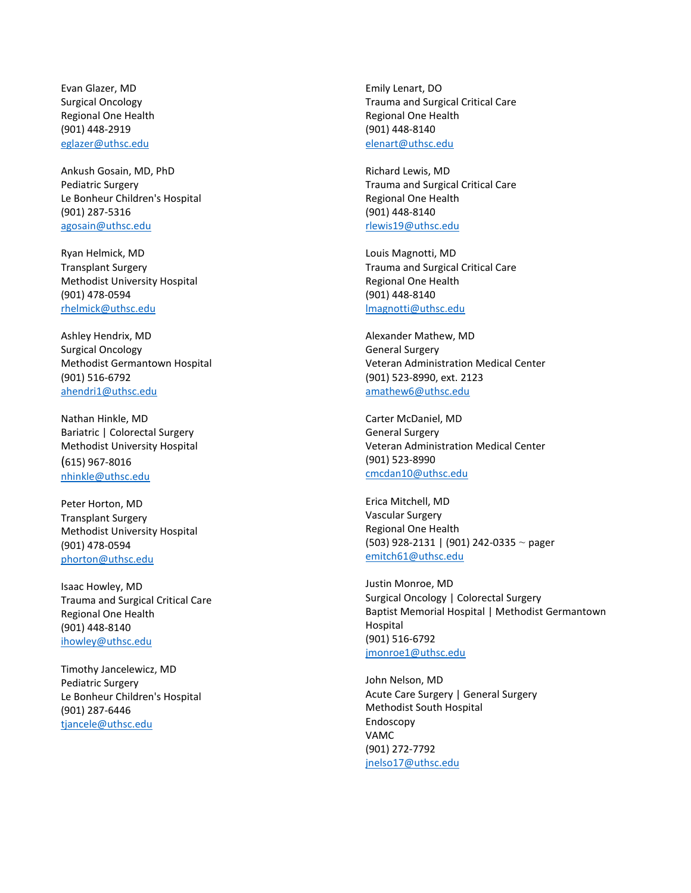Evan Glazer, MD
Surgical Oncology
Regional One Health
(901) 448-2919
eglazer@uthsc.edu

Ankush Gosain, MD, PhD
Pediatric Surgery
Le Bonheur Children's Hospital
(901) 287-5316
agosain@uthsc.edu

Ryan Helmick, MD
Transplant Surgery
Methodist University Hospital
(901) 478-0594
rhelmick@uthsc.edu

Ashley Hendrix, MD
Surgical Oncology
Methodist Germantown Hospital
(901) 516-6792
ahendri1@uthsc.edu

Nathan Hinkle, MD
Bariatric | Colorectal Surgery
Methodist University Hospital
(615) 967-8016
nhinkle@uthsc.edu

Peter Horton, MD
Transplant Surgery
Methodist University Hospital
(901) 478-0594
phorton@uthsc.edu

Isaac Howley, MD
Trauma and Surgical Critical Care
Regional One Health
(901) 448-8140
ihowley@uthsc.edu

Timothy Jancelewicz, MD
Pediatric Surgery
Le Bonheur Children's Hospital
(901) 287-6446
tjancele@uthsc.edu

Emily Lenart, DO
Trauma and Surgical Critical Care
Regional One Health
(901) 448-8140
elenart@uthsc.edu

Richard Lewis, MD
Trauma and Surgical Critical Care
Regional One Health
(901) 448-8140
rlewis19@uthsc.edu

Louis Magnotti, MD
Trauma and Surgical Critical Care
Regional One Health
(901) 448-8140
lmagnotti@uthsc.edu

Alexander Mathew, MD
General Surgery
Veteran Administration Medical Center
(901) 523-8990, ext. 2123
amathew6@uthsc.edu

Carter McDaniel, MD
General Surgery
Veteran Administration Medical Center
(901) 523-8990
cmcdan10@uthsc.edu

Erica Mitchell, MD
Vascular Surgery
Regional One Health
(503) 928-2131 | (901) 242-0335 ~ pager
emitch61@uthsc.edu

Justin Monroe, MD
Surgical Oncology | Colorectal Surgery
Baptist Memorial Hospital | Methodist Germantown Hospital
(901) 516-6792
jmonroe1@uthsc.edu

John Nelson, MD
Acute Care Surgery | General Surgery
Methodist South Hospital
Endoscopy
VAMC
(901) 272-7792
jnelso17@uthsc.edu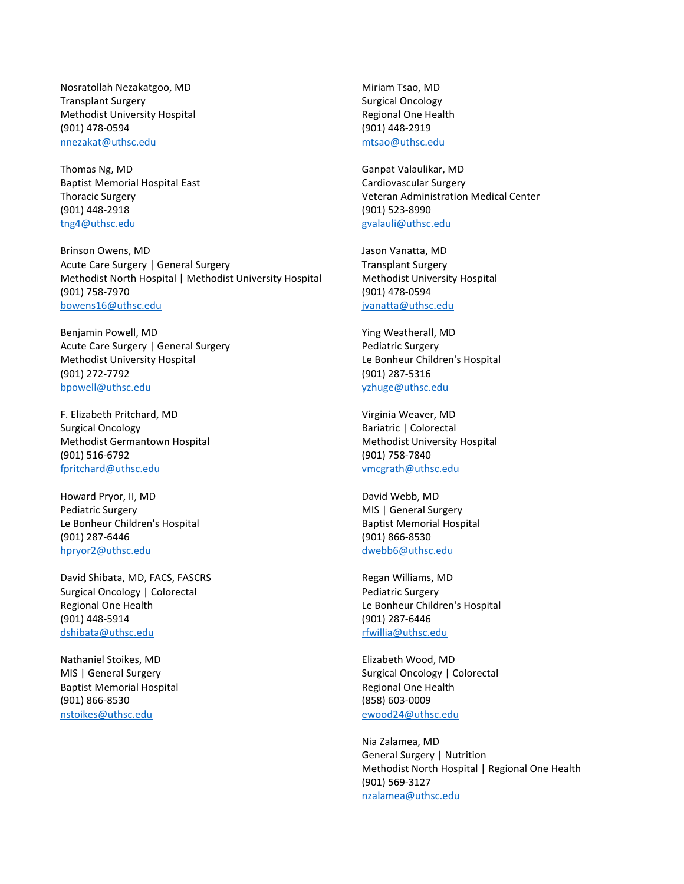Nosratollah Nezakatgoo, MD
Transplant Surgery
Methodist University Hospital
(901) 478-0594
nnezakat@uthsc.edu

Thomas Ng, MD
Baptist Memorial Hospital East
Thoracic Surgery
(901) 448-2918
tng4@uthsc.edu

Brinson Owens, MD
Acute Care Surgery | General Surgery
Methodist North Hospital | Methodist University Hospital
(901) 758-7970
bowens16@uthsc.edu

Benjamin Powell, MD
Acute Care Surgery | General Surgery
Methodist University Hospital
(901) 272-7792
bpowell@uthsc.edu

F. Elizabeth Pritchard, MD
Surgical Oncology
Methodist Germantown Hospital
(901) 516-6792
fpritchard@uthsc.edu

Howard Pryor, II, MD
Pediatric Surgery
Le Bonheur Children's Hospital
(901) 287-6446
hpryor2@uthsc.edu

David Shibata, MD, FACS, FASCRS
Surgical Oncology | Colorectal
Regional One Health
(901) 448-5914
dshibata@uthsc.edu

Nathaniel Stoikes, MD
MIS | General Surgery
Baptist Memorial Hospital
(901) 866-8530
nstoikes@uthsc.edu

Miriam Tsao, MD
Surgical Oncology
Regional One Health
(901) 448-2919
mtsao@uthsc.edu

Ganpat Valaulikar, MD
Cardiovascular Surgery
Veteran Administration Medical Center
(901) 523-8990
gvalauli@uthsc.edu

Jason Vanatta, MD
Transplant Surgery
Methodist University Hospital
(901) 478-0594
jvanatta@uthsc.edu

Ying Weatherall, MD
Pediatric Surgery
Le Bonheur Children's Hospital
(901) 287-5316
yzhuge@uthsc.edu

Virginia Weaver, MD
Bariatric | Colorectal
Methodist University Hospital
(901) 758-7840
vmcgrath@uthsc.edu

David Webb, MD
MIS | General Surgery
Baptist Memorial Hospital
(901) 866-8530
dwebb6@uthsc.edu

Regan Williams, MD
Pediatric Surgery
Le Bonheur Children's Hospital
(901) 287-6446
rfwillia@uthsc.edu

Elizabeth Wood, MD
Surgical Oncology | Colorectal
Regional One Health
(858) 603-0009
ewood24@uthsc.edu

Nia Zalamea, MD
General Surgery | Nutrition
Methodist North Hospital | Regional One Health
(901) 569-3127
nzalamea@uthsc.edu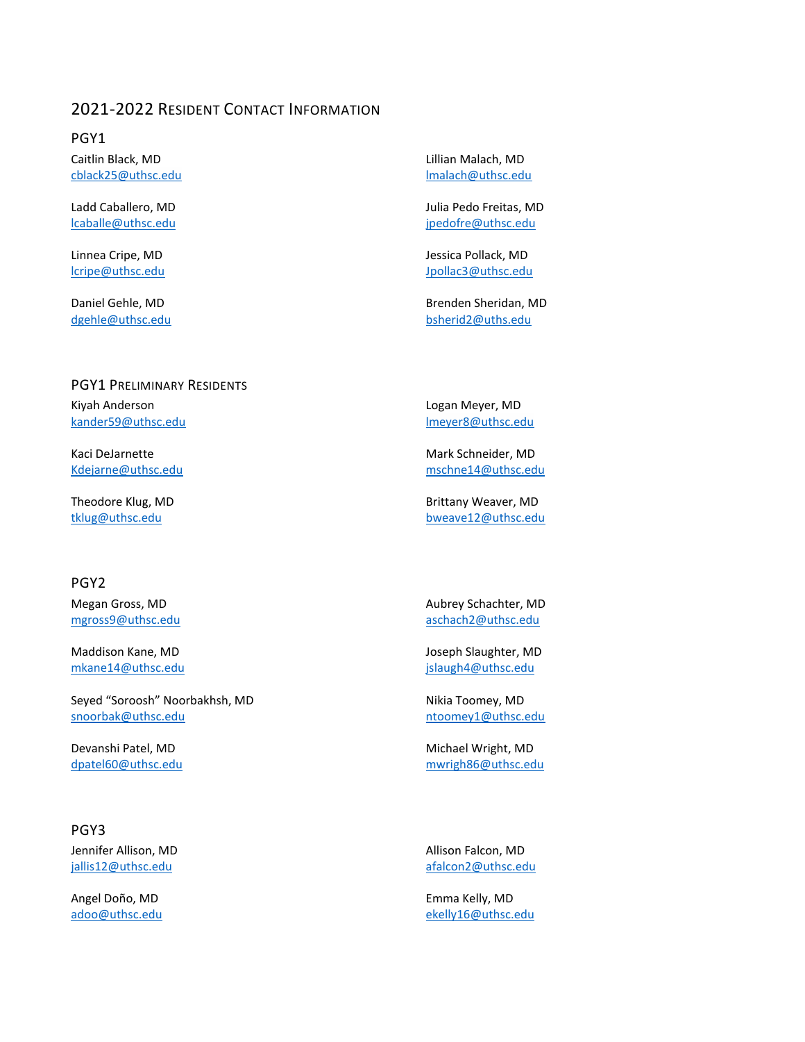## 2021-2022 Resident Contact Information

### PGY1

Caitlin Black, MD
cblack25@uthsc.edu

Ladd Caballero, MD
lcaballe@uthsc.edu

Linnea Cripe, MD
lcripe@uthsc.edu

Daniel Gehle, MD
dgehle@uthsc.edu

Lillian Malach, MD
lmalach@uthsc.edu

Julia Pedo Freitas, MD
jpedofre@uthsc.edu

Jessica Pollack, MD
Jpollac3@uthsc.edu

Brenden Sheridan, MD
bsherid2@uths.edu

### PGY1 Preliminary Residents

Kiyah Anderson
kander59@uthsc.edu

Kaci DeJarnette
Kdejarne@uthsc.edu

Theodore Klug, MD
tklug@uthsc.edu

Logan Meyer, MD
lmeyer8@uthsc.edu

Mark Schneider, MD
mschne14@uthsc.edu

Brittany Weaver, MD
bweave12@uthsc.edu

### PGY2

Megan Gross, MD
mgross9@uthsc.edu

Maddison Kane, MD
mkane14@uthsc.edu

Seyed "Soroosh" Noorbakhsh, MD
snoorbak@uthsc.edu

Devanshi Patel, MD
dpatel60@uthsc.edu

Aubrey Schachter, MD
aschach2@uthsc.edu

Joseph Slaughter, MD
jslaugh4@uthsc.edu

Nikia Toomey, MD
ntoomey1@uthsc.edu

Michael Wright, MD
mwrigh86@uthsc.edu

### PGY3

Jennifer Allison, MD
jallis12@uthsc.edu

Angel Doño, MD
adoo@uthsc.edu

Allison Falcon, MD
afalcon2@uthsc.edu

Emma Kelly, MD
ekelly16@uthsc.edu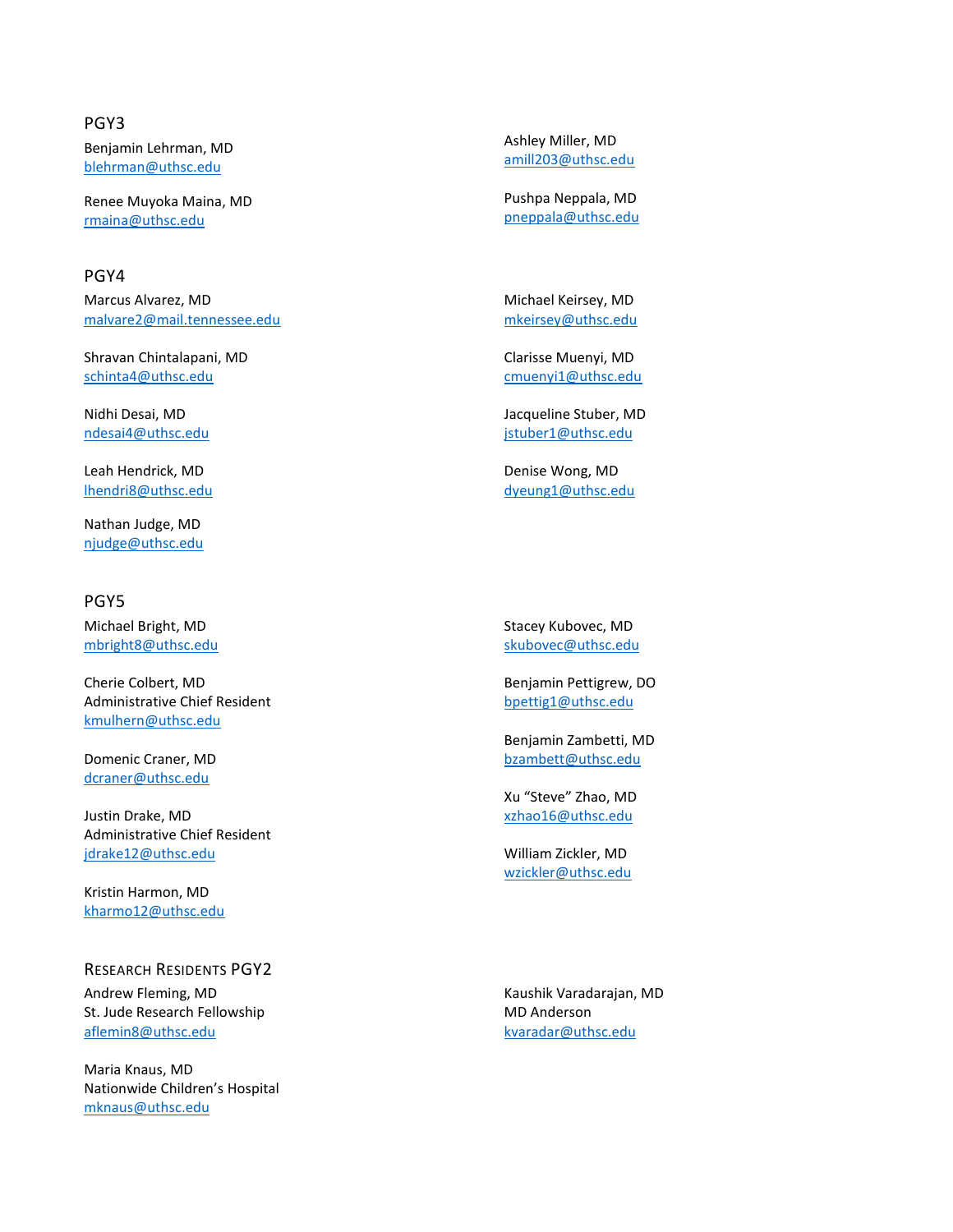## PGY3

Benjamin Lehrman, MD
blehrman@uthsc.edu

Renee Muyoka Maina, MD
rmaina@uthsc.edu

Ashley Miller, MD
amill203@uthsc.edu

Pushpa Neppala, MD
pneppala@uthsc.edu

## PGY4

Marcus Alvarez, MD
malvare2@mail.tennessee.edu

Shravan Chintalapani, MD
schinta4@uthsc.edu

Nidhi Desai, MD
ndesai4@uthsc.edu

Leah Hendrick, MD
lhendri8@uthsc.edu

Nathan Judge, MD
njudge@uthsc.edu

Michael Keirsey, MD
mkeirsey@uthsc.edu

Clarisse Muenyi, MD
cmuenyi1@uthsc.edu

Jacqueline Stuber, MD
jstuber1@uthsc.edu

Denise Wong, MD
dyeung1@uthsc.edu

## PGY5

Michael Bright, MD
mbright8@uthsc.edu

Cherie Colbert, MD
Administrative Chief Resident
kmulhern@uthsc.edu

Domenic Craner, MD
dcraner@uthsc.edu

Justin Drake, MD
Administrative Chief Resident
jdrake12@uthsc.edu

Kristin Harmon, MD
kharmo12@uthsc.edu

Stacey Kubovec, MD
skubovec@uthsc.edu

Benjamin Pettigrew, DO
bpettig1@uthsc.edu

Benjamin Zambetti, MD
bzambett@uthsc.edu

Xu "Steve" Zhao, MD
xzhao16@uthsc.edu

William Zickler, MD
wzickler@uthsc.edu

## Research Residents PGY2

Andrew Fleming, MD
St. Jude Research Fellowship
aflemin8@uthsc.edu

Maria Knaus, MD
Nationwide Children's Hospital
mknaus@uthsc.edu

Kaushik Varadarajan, MD
MD Anderson
kvaradar@uthsc.edu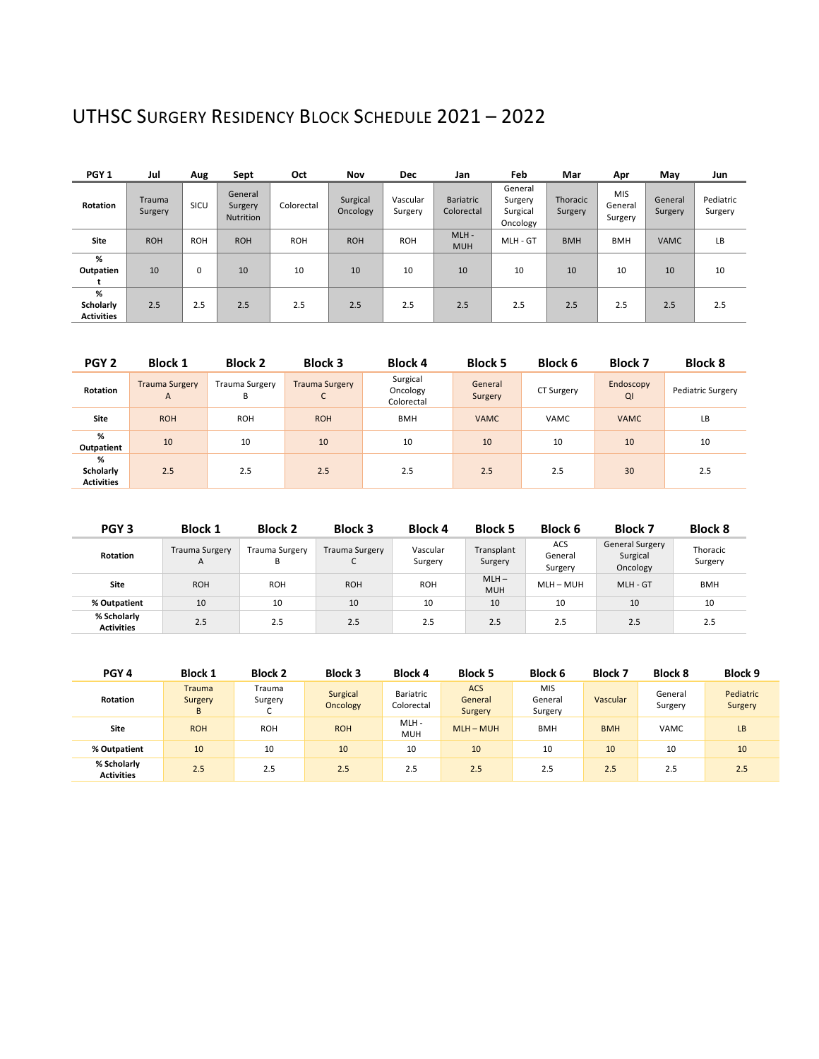# UTHSC Surgery Residency Block Schedule 2021 – 2022

| PGY 1 | Jul | Aug | Sept | Oct | Nov | Dec | Jan | Feb | Mar | Apr | May | Jun |
|---|---|---|---|---|---|---|---|---|---|---|---|---|
| Rotation | Trauma Surgery | SICU | General Surgery Nutrition | Colorectal | Surgical Oncology | Vascular Surgery | Bariatric Colorectal | General Surgery Surgical Oncology | Thoracic Surgery | MIS General Surgery | General Surgery | Pediatric Surgery |
| Site | ROH | ROH | ROH | ROH | ROH | ROH | MLH - MUH | MLH - GT | BMH | BMH | VAMC | LB |
| % Outpatient | 10 | 0 | 10 | 10 | 10 | 10 | 10 | 10 | 10 | 10 | 10 | 10 |
| % Scholarly Activities | 2.5 | 2.5 | 2.5 | 2.5 | 2.5 | 2.5 | 2.5 | 2.5 | 2.5 | 2.5 | 2.5 | 2.5 |

| PGY 2 | Block 1 | Block 2 | Block 3 | Block 4 | Block 5 | Block 6 | Block 7 | Block 8 |
|---|---|---|---|---|---|---|---|---|
| Rotation | Trauma Surgery A | Trauma Surgery B | Trauma Surgery C | Surgical Oncology Colorectal | General Surgery | CT Surgery | Endoscopy QI | Pediatric Surgery |
| Site | ROH | ROH | ROH | BMH | VAMC | VAMC | VAMC | LB |
| % Outpatient | 10 | 10 | 10 | 10 | 10 | 10 | 10 | 10 |
| % Scholarly Activities | 2.5 | 2.5 | 2.5 | 2.5 | 2.5 | 2.5 | 30 | 2.5 |

| PGY 3 | Block 1 | Block 2 | Block 3 | Block 4 | Block 5 | Block 6 | Block 7 | Block 8 |
|---|---|---|---|---|---|---|---|---|
| Rotation | Trauma Surgery A | Trauma Surgery B | Trauma Surgery C | Vascular Surgery | Transplant Surgery | ACS General Surgery | General Surgery Surgical Oncology | Thoracic Surgery |
| Site | ROH | ROH | ROH | ROH | MLH – MUH | MLH – MUH | MLH - GT | BMH |
| % Outpatient | 10 | 10 | 10 | 10 | 10 | 10 | 10 | 10 |
| % Scholarly Activities | 2.5 | 2.5 | 2.5 | 2.5 | 2.5 | 2.5 | 2.5 | 2.5 |

| PGY 4 | Block 1 | Block 2 | Block 3 | Block 4 | Block 5 | Block 6 | Block 7 | Block 8 | Block 9 |
|---|---|---|---|---|---|---|---|---|---|
| Rotation | Trauma Surgery B | Trauma Surgery C | Surgical Oncology | Bariatric Colorectal | ACS General Surgery | MIS General Surgery | Vascular | General Surgery | Pediatric Surgery |
| Site | ROH | ROH | ROH | MLH - MUH | MLH – MUH | BMH | BMH | VAMC | LB |
| % Outpatient | 10 | 10 | 10 | 10 | 10 | 10 | 10 | 10 | 10 |
| % Scholarly Activities | 2.5 | 2.5 | 2.5 | 2.5 | 2.5 | 2.5 | 2.5 | 2.5 | 2.5 |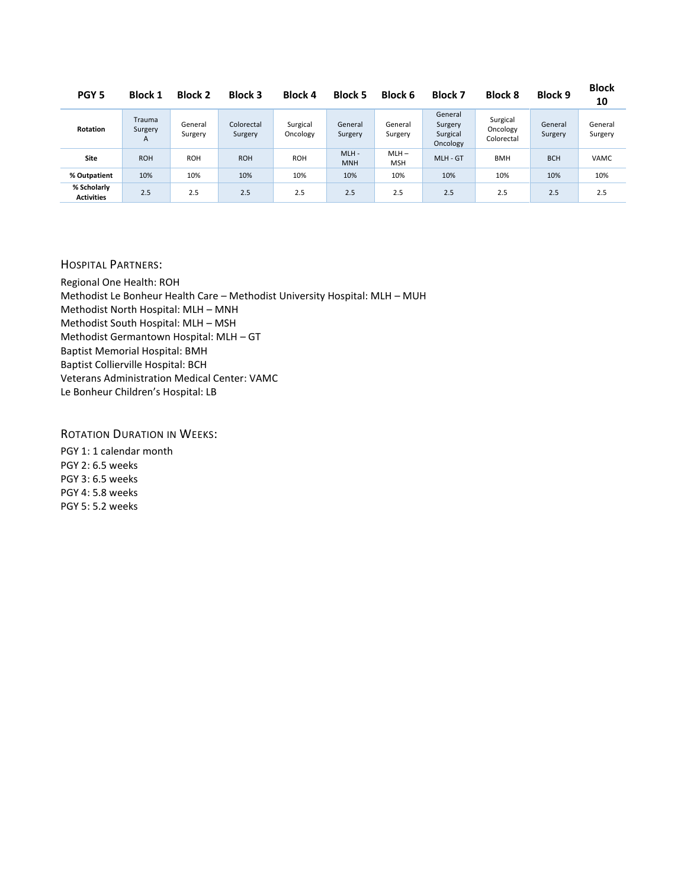| PGY 5 | Block 1 | Block 2 | Block 3 | Block 4 | Block 5 | Block 6 | Block 7 | Block 8 | Block 9 | Block 10 |
|---|---|---|---|---|---|---|---|---|---|---|
| **Rotation** | Trauma Surgery A | General Surgery | Colorectal Surgery | Surgical Oncology | General Surgery | General Surgery | General Surgery Surgical Oncology | Surgical Oncology Colorectal | General Surgery | General Surgery |
| **Site** | ROH | ROH | ROH | ROH | MLH - MNH | MLH – MSH | MLH - GT | BMH | BCH | VAMC |
| **% Outpatient** | 10% | 10% | 10% | 10% | 10% | 10% | 10% | 10% | 10% | 10% |
| **% Scholarly Activities** | 2.5 | 2.5 | 2.5 | 2.5 | 2.5 | 2.5 | 2.5 | 2.5 | 2.5 | 2.5 |

## Hospital Partners:

Regional One Health: ROH
Methodist Le Bonheur Health Care – Methodist University Hospital: MLH – MUH
Methodist North Hospital: MLH – MNH
Methodist South Hospital: MLH – MSH
Methodist Germantown Hospital: MLH – GT
Baptist Memorial Hospital: BMH
Baptist Collierville Hospital: BCH
Veterans Administration Medical Center: VAMC
Le Bonheur Children's Hospital: LB

## Rotation Duration in Weeks:

PGY 1: 1 calendar month
PGY 2: 6.5 weeks
PGY 3: 6.5 weeks
PGY 4: 5.8 weeks
PGY 5: 5.2 weeks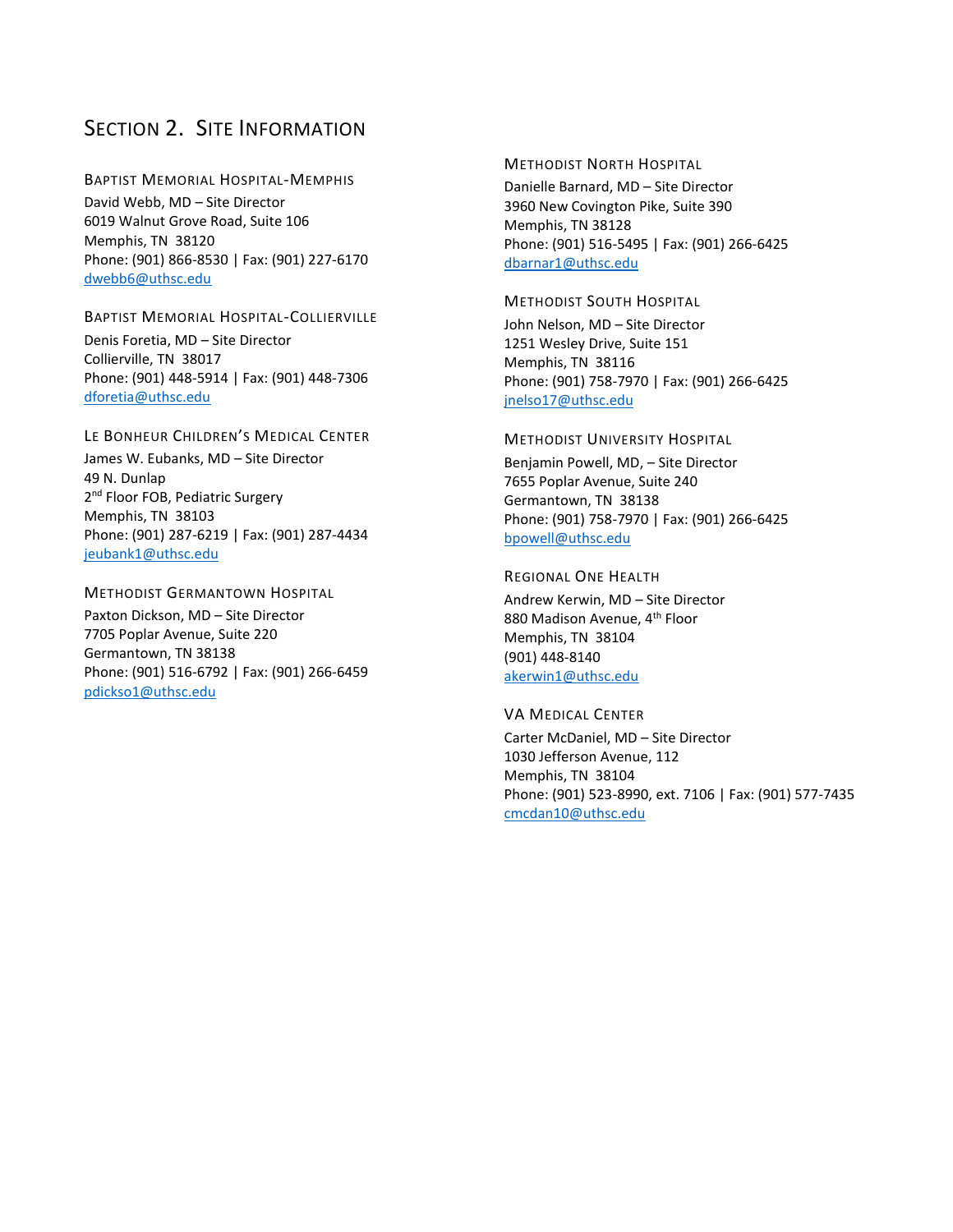# Section 2. Site Information

### Baptist Memorial Hospital-Memphis

David Webb, MD – Site Director
6019 Walnut Grove Road, Suite 106
Memphis, TN 38120
Phone: (901) 866-8530 | Fax: (901) 227-6170
dwebb6@uthsc.edu

### Baptist Memorial Hospital-Collierville

Denis Foretia, MD – Site Director
Collierville, TN 38017
Phone: (901) 448-5914 | Fax: (901) 448-7306
dforetia@uthsc.edu

### Le Bonheur Children's Medical Center

James W. Eubanks, MD – Site Director
49 N. Dunlap
2nd Floor FOB, Pediatric Surgery
Memphis, TN 38103
Phone: (901) 287-6219 | Fax: (901) 287-4434
jeubank1@uthsc.edu

### Methodist Germantown Hospital

Paxton Dickson, MD – Site Director
7705 Poplar Avenue, Suite 220
Germantown, TN 38138
Phone: (901) 516-6792 | Fax: (901) 266-6459
pdickso1@uthsc.edu

### Methodist North Hospital

Danielle Barnard, MD – Site Director
3960 New Covington Pike, Suite 390
Memphis, TN 38128
Phone: (901) 516-5495 | Fax: (901) 266-6425
dbarnar1@uthsc.edu

### Methodist South Hospital

John Nelson, MD – Site Director
1251 Wesley Drive, Suite 151
Memphis, TN 38116
Phone: (901) 758-7970 | Fax: (901) 266-6425
jnelso17@uthsc.edu

### Methodist University Hospital

Benjamin Powell, MD, – Site Director
7655 Poplar Avenue, Suite 240
Germantown, TN 38138
Phone: (901) 758-7970 | Fax: (901) 266-6425
bpowell@uthsc.edu

### Regional One Health

Andrew Kerwin, MD – Site Director
880 Madison Avenue, 4th Floor
Memphis, TN 38104
(901) 448-8140
akerwin1@uthsc.edu

### VA Medical Center

Carter McDaniel, MD – Site Director
1030 Jefferson Avenue, 112
Memphis, TN 38104
Phone: (901) 523-8990, ext. 7106 | Fax: (901) 577-7435
cmcdan10@uthsc.edu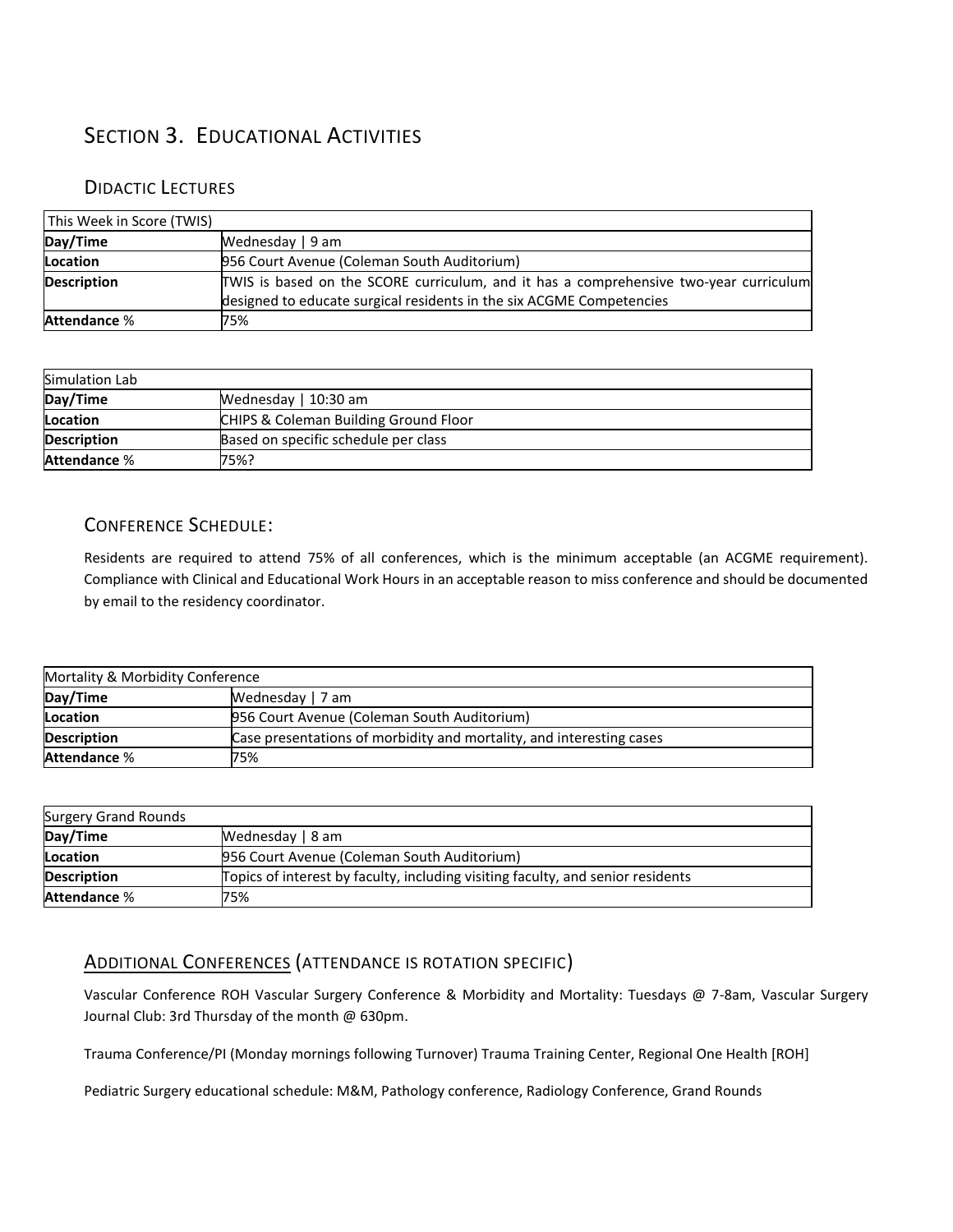# Section 3. Educational Activities

## Didactic Lectures

| This Week in Score (TWIS) | |
|---|---|
| **Day/Time** | Wednesday \| 9 am |
| **Location** | 956 Court Avenue (Coleman South Auditorium) |
| **Description** | TWIS is based on the SCORE curriculum, and it has a comprehensive two-year curriculum designed to educate surgical residents in the six ACGME Competencies |
| **Attendance** % | 75% |

| Simulation Lab | |
|---|---|
| **Day/Time** | Wednesday \| 10:30 am |
| **Location** | CHIPS & Coleman Building Ground Floor |
| **Description** | Based on specific schedule per class |
| **Attendance** % | 75%? |

## Conference Schedule:

Residents are required to attend 75% of all conferences, which is the minimum acceptable (an ACGME requirement). Compliance with Clinical and Educational Work Hours in an acceptable reason to miss conference and should be documented by email to the residency coordinator.

| Mortality & Morbidity Conference | |
|---|---|
| **Day/Time** | Wednesday \| 7 am |
| **Location** | 956 Court Avenue (Coleman South Auditorium) |
| **Description** | Case presentations of morbidity and mortality, and interesting cases |
| **Attendance** % | 75% |

| Surgery Grand Rounds | |
|---|---|
| **Day/Time** | Wednesday \| 8 am |
| **Location** | 956 Court Avenue (Coleman South Auditorium) |
| **Description** | Topics of interest by faculty, including visiting faculty, and senior residents |
| **Attendance** % | 75% |

## Additional Conferences (attendance is rotation specific)

Vascular Conference ROH Vascular Surgery Conference & Morbidity and Mortality: Tuesdays @ 7-8am, Vascular Surgery Journal Club: 3rd Thursday of the month @ 630pm.

Trauma Conference/PI (Monday mornings following Turnover) Trauma Training Center, Regional One Health [ROH]

Pediatric Surgery educational schedule: M&M, Pathology conference, Radiology Conference, Grand Rounds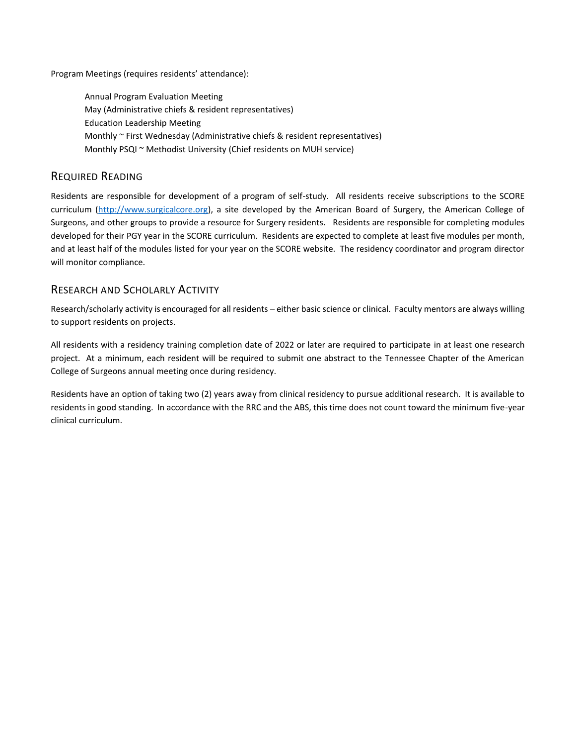Program Meetings (requires residents' attendance):

Annual Program Evaluation Meeting
May (Administrative chiefs & resident representatives)
Education Leadership Meeting
Monthly ~ First Wednesday (Administrative chiefs & resident representatives)
Monthly PSQI ~ Methodist University (Chief residents on MUH service)

## Required Reading

Residents are responsible for development of a program of self-study. All residents receive subscriptions to the SCORE curriculum ([http://www.surgicalcore.org](http://www.surgicalcore.org)), a site developed by the American Board of Surgery, the American College of Surgeons, and other groups to provide a resource for Surgery residents. Residents are responsible for completing modules developed for their PGY year in the SCORE curriculum. Residents are expected to complete at least five modules per month, and at least half of the modules listed for your year on the SCORE website. The residency coordinator and program director will monitor compliance.

## Research and Scholarly Activity

Research/scholarly activity is encouraged for all residents – either basic science or clinical. Faculty mentors are always willing to support residents on projects.

All residents with a residency training completion date of 2022 or later are required to participate in at least one research project. At a minimum, each resident will be required to submit one abstract to the Tennessee Chapter of the American College of Surgeons annual meeting once during residency.

Residents have an option of taking two (2) years away from clinical residency to pursue additional research. It is available to residents in good standing. In accordance with the RRC and the ABS, this time does not count toward the minimum five-year clinical curriculum.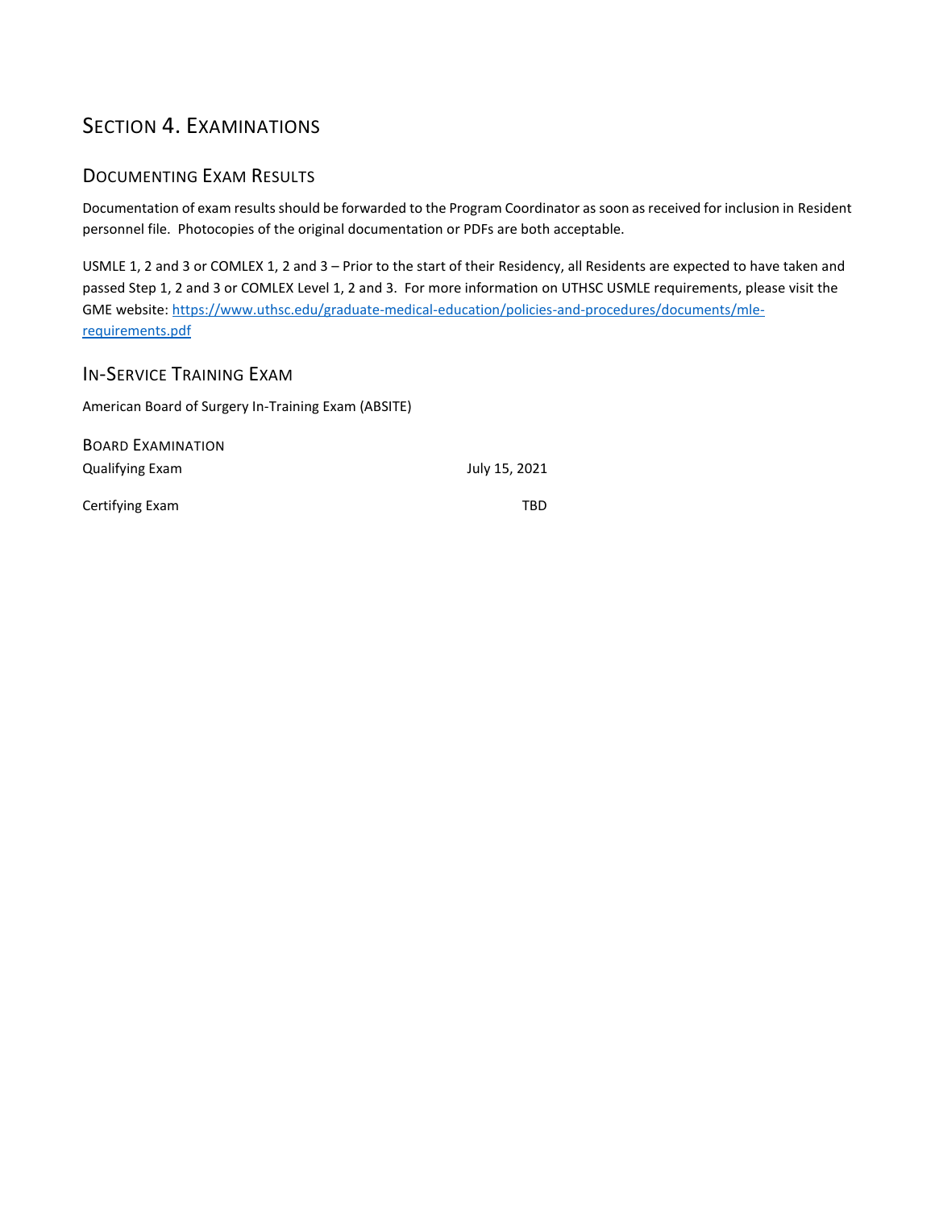# Section 4. Examinations

## Documenting Exam Results

Documentation of exam results should be forwarded to the Program Coordinator as soon as received for inclusion in Resident personnel file. Photocopies of the original documentation or PDFs are both acceptable.

USMLE 1, 2 and 3 or COMLEX 1, 2 and 3 – Prior to the start of their Residency, all Residents are expected to have taken and passed Step 1, 2 and 3 or COMLEX Level 1, 2 and 3. For more information on UTHSC USMLE requirements, please visit the GME website: [https://www.uthsc.edu/graduate-medical-education/policies-and-procedures/documents/mle-requirements.pdf](https://www.uthsc.edu/graduate-medical-education/policies-and-procedures/documents/mle-requirements.pdf)

## In-Service Training Exam

American Board of Surgery In-Training Exam (ABSITE)

### Board Examination

| | |
|---|---|
| Qualifying Exam | July 15, 2021 |
| Certifying Exam | TBD |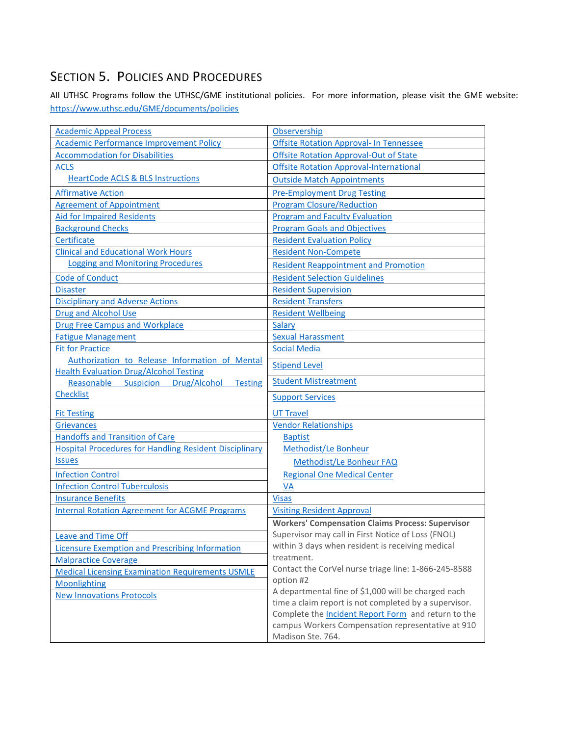# SECTION 5. POLICIES AND PROCEDURES

All UTHSC Programs follow the UTHSC/GME institutional policies. For more information, please visit the GME website: https://www.uthsc.edu/GME/documents/policies

| | |
|---|---|
| Academic Appeal Process | Observership |
| Academic Performance Improvement Policy | Offsite Rotation Approval- In Tennessee |
| Accommodation for Disabilities | Offsite Rotation Approval-Out of State |
| ACLS<br>HeartCode ACLS & BLS Instructions | Offsite Rotation Approval-International<br>Outside Match Appointments |
| Affirmative Action | Pre-Employment Drug Testing |
| Agreement of Appointment | Program Closure/Reduction |
| Aid for Impaired Residents | Program and Faculty Evaluation |
| Background Checks | Program Goals and Objectives |
| Certificate | Resident Evaluation Policy |
| Clinical and Educational Work Hours<br>Logging and Monitoring Procedures | Resident Non-Compete<br>Resident Reappointment and Promotion |
| Code of Conduct | Resident Selection Guidelines |
| Disaster | Resident Supervision |
| Disciplinary and Adverse Actions | Resident Transfers |
| Drug and Alcohol Use | Resident Wellbeing |
| Drug Free Campus and Workplace | Salary |
| Fatigue Management | Sexual Harassment |
| Fit for Practice<br>Authorization to Release Information of Mental Health Evaluation Drug/Alcohol Testing<br>Reasonable Suspicion Drug/Alcohol Testing Checklist | Social Media<br>Stipend Level<br>Student Mistreatment<br>Support Services |
| Fit Testing | UT Travel |
| Grievances<br>Handoffs and Transition of Care<br>Hospital Procedures for Handling Resident Disciplinary Issues<br>Infection Control<br>Infection Control Tuberculosis | Vendor Relationships<br>Baptist<br>Methodist/Le Bonheur<br>Methodist/Le Bonheur FAQ<br>Regional One Medical Center<br>VA |
| Insurance Benefits | Visas |
| Internal Rotation Agreement for ACGME Programs | Visiting Resident Approval |
| Leave and Time Off<br>Licensure Exemption and Prescribing Information<br>Malpractice Coverage<br>Medical Licensing Examination Requirements USMLE<br>Moonlighting<br>New Innovations Protocols | **Workers' Compensation Claims Process: Supervisor**<br>Supervisor may call in First Notice of Loss (FNOL) within 3 days when resident is receiving medical treatment.<br>Contact the CorVel nurse triage line: 1-866-245-8588 option #2<br>A departmental fine of $1,000 will be charged each time a claim report is not completed by a supervisor. Complete the Incident Report Form and return to the campus Workers Compensation representative at 910 Madison Ste. 764. |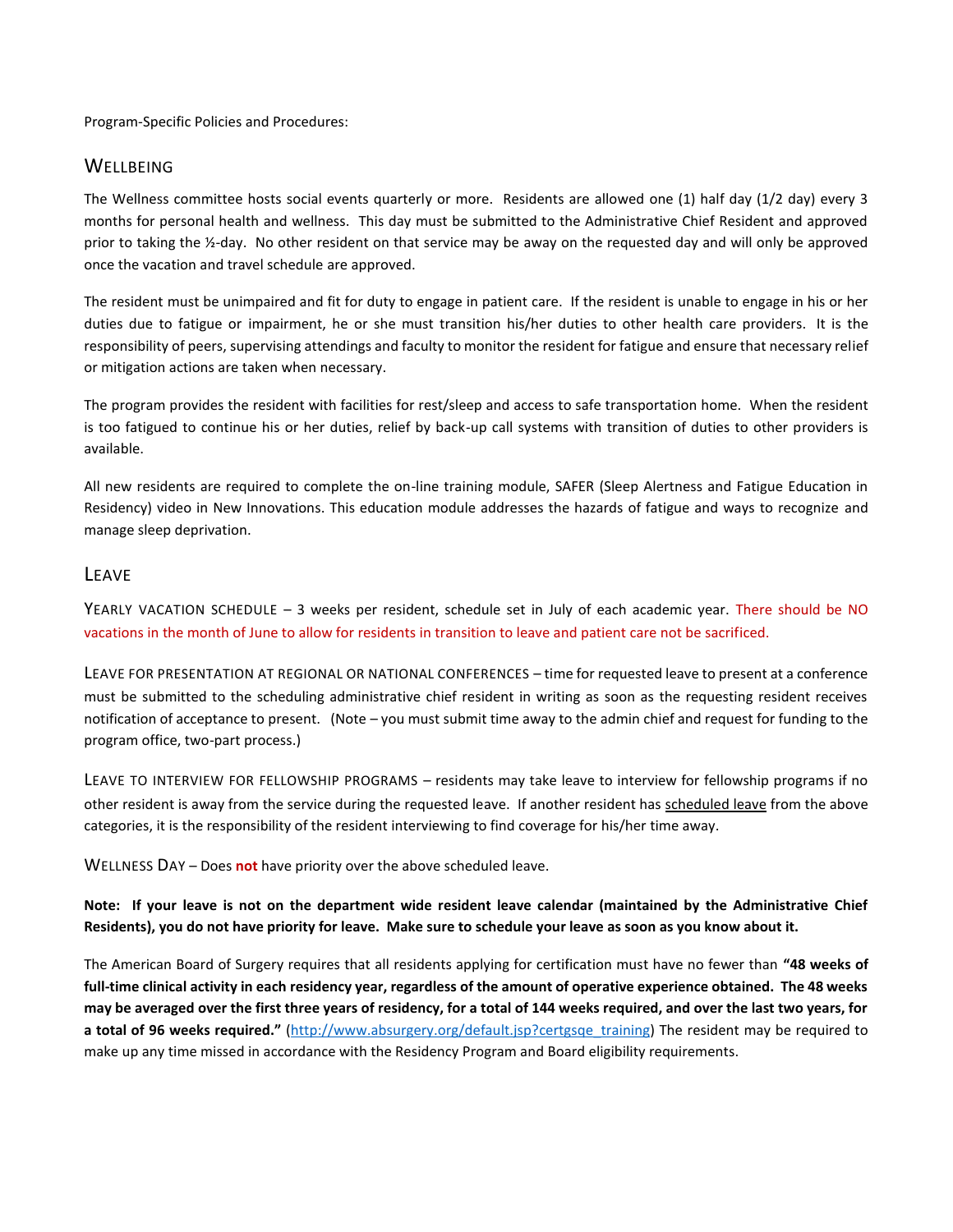Program-Specific Policies and Procedures:

## Wellbeing

The Wellness committee hosts social events quarterly or more. Residents are allowed one (1) half day (1/2 day) every 3 months for personal health and wellness. This day must be submitted to the Administrative Chief Resident and approved prior to taking the ½-day. No other resident on that service may be away on the requested day and will only be approved once the vacation and travel schedule are approved.

The resident must be unimpaired and fit for duty to engage in patient care. If the resident is unable to engage in his or her duties due to fatigue or impairment, he or she must transition his/her duties to other health care providers. It is the responsibility of peers, supervising attendings and faculty to monitor the resident for fatigue and ensure that necessary relief or mitigation actions are taken when necessary.

The program provides the resident with facilities for rest/sleep and access to safe transportation home. When the resident is too fatigued to continue his or her duties, relief by back-up call systems with transition of duties to other providers is available.

All new residents are required to complete the on-line training module, SAFER (Sleep Alertness and Fatigue Education in Residency) video in New Innovations. This education module addresses the hazards of fatigue and ways to recognize and manage sleep deprivation.

## Leave

Yearly vacation schedule – 3 weeks per resident, schedule set in July of each academic year. There should be NO vacations in the month of June to allow for residents in transition to leave and patient care not be sacrificed.

Leave for presentation at regional or national conferences – time for requested leave to present at a conference must be submitted to the scheduling administrative chief resident in writing as soon as the requesting resident receives notification of acceptance to present. (Note – you must submit time away to the admin chief and request for funding to the program office, two-part process.)

Leave to interview for fellowship programs – residents may take leave to interview for fellowship programs if no other resident is away from the service during the requested leave. If another resident has scheduled leave from the above categories, it is the responsibility of the resident interviewing to find coverage for his/her time away.

Wellness Day – Does **not** have priority over the above scheduled leave.

**Note: If your leave is not on the department wide resident leave calendar (maintained by the Administrative Chief Residents), you do not have priority for leave. Make sure to schedule your leave as soon as you know about it.**

The American Board of Surgery requires that all residents applying for certification must have no fewer than **"48 weeks of full-time clinical activity in each residency year, regardless of the amount of operative experience obtained. The 48 weeks may be averaged over the first three years of residency, for a total of 144 weeks required, and over the last two years, for a total of 96 weeks required."** (http://www.absurgery.org/default.jsp?certgsqe_training) The resident may be required to make up any time missed in accordance with the Residency Program and Board eligibility requirements.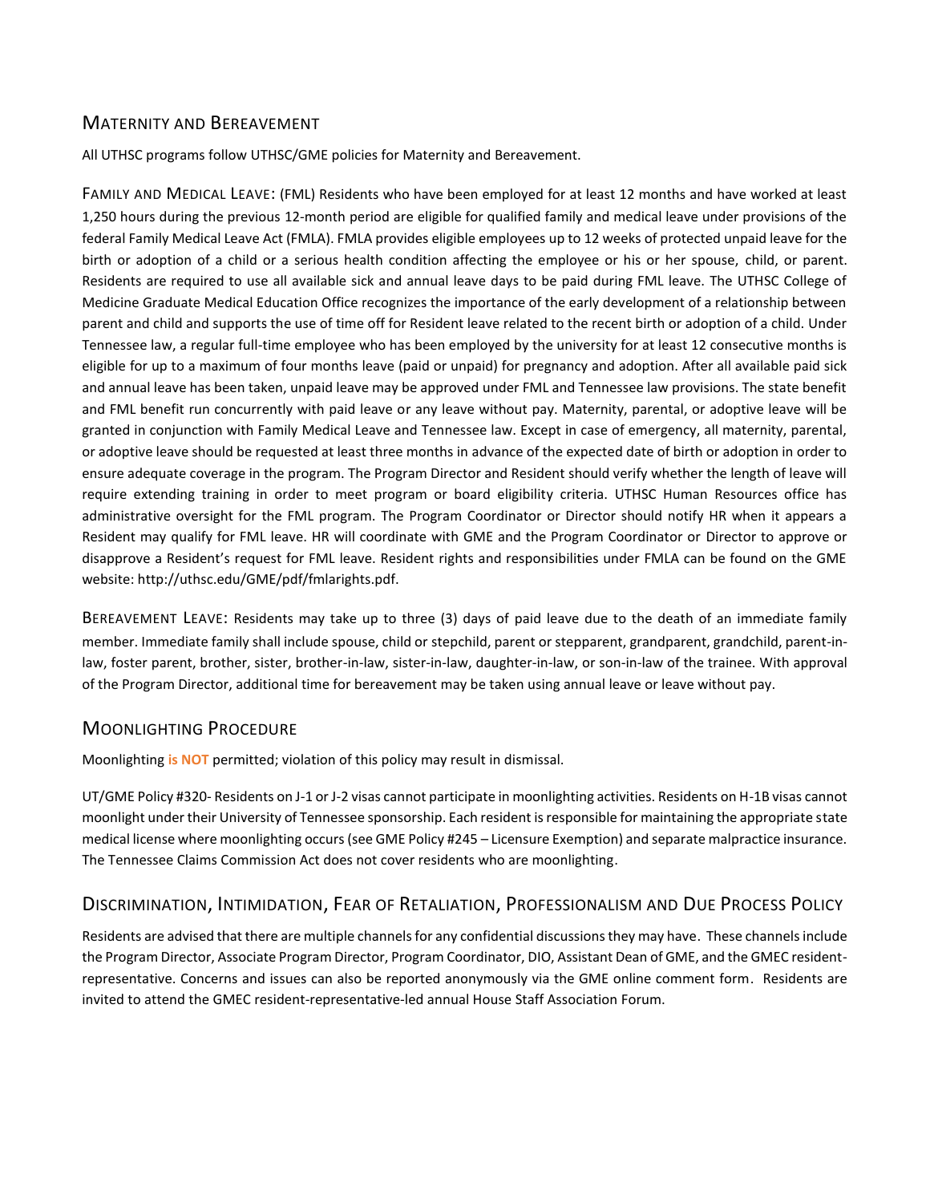## Maternity and Bereavement

All UTHSC programs follow UTHSC/GME policies for Maternity and Bereavement.

Family and Medical Leave: (FML) Residents who have been employed for at least 12 months and have worked at least 1,250 hours during the previous 12-month period are eligible for qualified family and medical leave under provisions of the federal Family Medical Leave Act (FMLA). FMLA provides eligible employees up to 12 weeks of protected unpaid leave for the birth or adoption of a child or a serious health condition affecting the employee or his or her spouse, child, or parent. Residents are required to use all available sick and annual leave days to be paid during FML leave. The UTHSC College of Medicine Graduate Medical Education Office recognizes the importance of the early development of a relationship between parent and child and supports the use of time off for Resident leave related to the recent birth or adoption of a child. Under Tennessee law, a regular full-time employee who has been employed by the university for at least 12 consecutive months is eligible for up to a maximum of four months leave (paid or unpaid) for pregnancy and adoption. After all available paid sick and annual leave has been taken, unpaid leave may be approved under FML and Tennessee law provisions. The state benefit and FML benefit run concurrently with paid leave or any leave without pay. Maternity, parental, or adoptive leave will be granted in conjunction with Family Medical Leave and Tennessee law. Except in case of emergency, all maternity, parental, or adoptive leave should be requested at least three months in advance of the expected date of birth or adoption in order to ensure adequate coverage in the program. The Program Director and Resident should verify whether the length of leave will require extending training in order to meet program or board eligibility criteria. UTHSC Human Resources office has administrative oversight for the FML program. The Program Coordinator or Director should notify HR when it appears a Resident may qualify for FML leave. HR will coordinate with GME and the Program Coordinator or Director to approve or disapprove a Resident's request for FML leave. Resident rights and responsibilities under FMLA can be found on the GME website: http://uthsc.edu/GME/pdf/fmlarights.pdf.

Bereavement Leave: Residents may take up to three (3) days of paid leave due to the death of an immediate family member. Immediate family shall include spouse, child or stepchild, parent or stepparent, grandparent, grandchild, parent-in-law, foster parent, brother, sister, brother-in-law, sister-in-law, daughter-in-law, or son-in-law of the trainee. With approval of the Program Director, additional time for bereavement may be taken using annual leave or leave without pay.

## Moonlighting Procedure

Moonlighting **is NOT** permitted; violation of this policy may result in dismissal.

UT/GME Policy #320- Residents on J-1 or J-2 visas cannot participate in moonlighting activities. Residents on H-1B visas cannot moonlight under their University of Tennessee sponsorship. Each resident is responsible for maintaining the appropriate state medical license where moonlighting occurs (see GME Policy #245 – Licensure Exemption) and separate malpractice insurance. The Tennessee Claims Commission Act does not cover residents who are moonlighting.

## Discrimination, Intimidation, Fear of Retaliation, Professionalism and Due Process Policy

Residents are advised that there are multiple channels for any confidential discussions they may have. These channels include the Program Director, Associate Program Director, Program Coordinator, DIO, Assistant Dean of GME, and the GMEC resident-representative. Concerns and issues can also be reported anonymously via the GME online comment form. Residents are invited to attend the GMEC resident-representative-led annual House Staff Association Forum.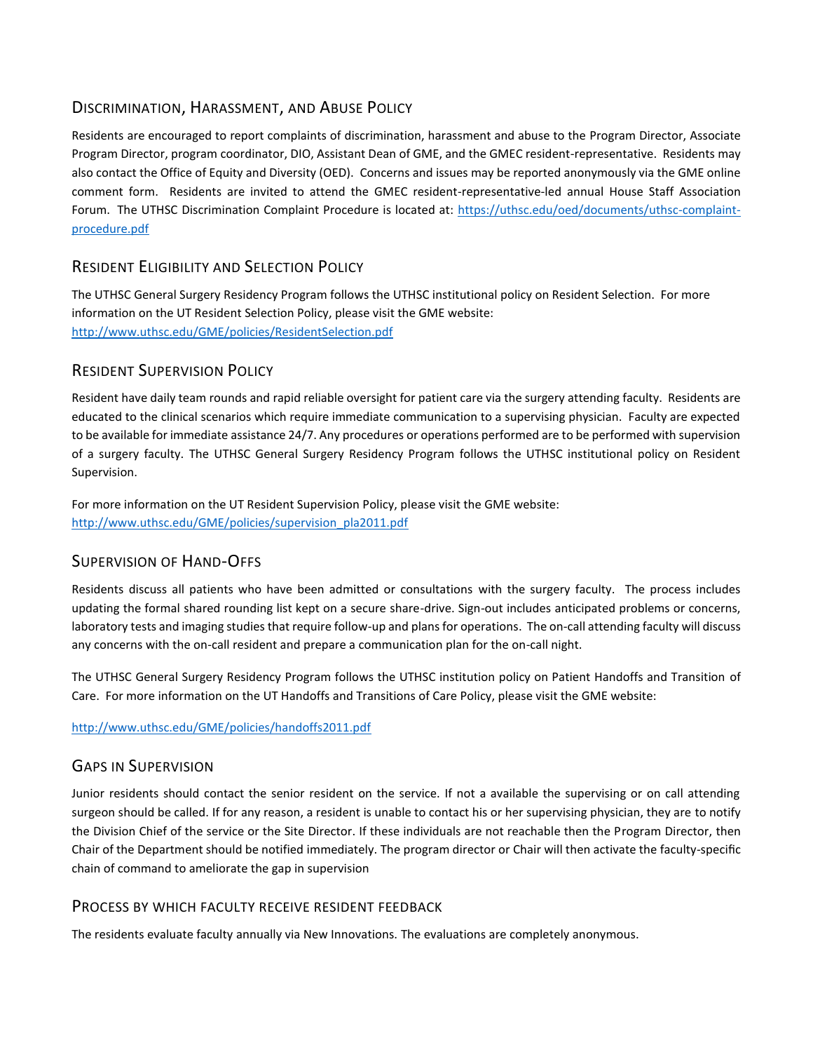## Discrimination, Harassment, and Abuse Policy

Residents are encouraged to report complaints of discrimination, harassment and abuse to the Program Director, Associate Program Director, program coordinator, DIO, Assistant Dean of GME, and the GMEC resident-representative. Residents may also contact the Office of Equity and Diversity (OED). Concerns and issues may be reported anonymously via the GME online comment form. Residents are invited to attend the GMEC resident-representative-led annual House Staff Association Forum. The UTHSC Discrimination Complaint Procedure is located at: [https://uthsc.edu/oed/documents/uthsc-complaint-procedure.pdf](https://uthsc.edu/oed/documents/uthsc-complaint-procedure.pdf)

## Resident Eligibility and Selection Policy

The UTHSC General Surgery Residency Program follows the UTHSC institutional policy on Resident Selection. For more information on the UT Resident Selection Policy, please visit the GME website: [http://www.uthsc.edu/GME/policies/ResidentSelection.pdf](http://www.uthsc.edu/GME/policies/ResidentSelection.pdf)

## Resident Supervision Policy

Resident have daily team rounds and rapid reliable oversight for patient care via the surgery attending faculty. Residents are educated to the clinical scenarios which require immediate communication to a supervising physician. Faculty are expected to be available for immediate assistance 24/7. Any procedures or operations performed are to be performed with supervision of a surgery faculty. The UTHSC General Surgery Residency Program follows the UTHSC institutional policy on Resident Supervision.

For more information on the UT Resident Supervision Policy, please visit the GME website: [http://www.uthsc.edu/GME/policies/supervision_pla2011.pdf](http://www.uthsc.edu/GME/policies/supervision_pla2011.pdf)

## Supervision of Hand-Offs

Residents discuss all patients who have been admitted or consultations with the surgery faculty. The process includes updating the formal shared rounding list kept on a secure share-drive. Sign-out includes anticipated problems or concerns, laboratory tests and imaging studies that require follow-up and plans for operations. The on-call attending faculty will discuss any concerns with the on-call resident and prepare a communication plan for the on-call night.

The UTHSC General Surgery Residency Program follows the UTHSC institution policy on Patient Handoffs and Transition of Care. For more information on the UT Handoffs and Transitions of Care Policy, please visit the GME website:

[http://www.uthsc.edu/GME/policies/handoffs2011.pdf](http://www.uthsc.edu/GME/policies/handoffs2011.pdf)

## Gaps in Supervision

Junior residents should contact the senior resident on the service. If not a available the supervising or on call attending surgeon should be called. If for any reason, a resident is unable to contact his or her supervising physician, they are to notify the Division Chief of the service or the Site Director. If these individuals are not reachable then the Program Director, then Chair of the Department should be notified immediately. The program director or Chair will then activate the faculty-specific chain of command to ameliorate the gap in supervision

## Process by which faculty receive resident feedback

The residents evaluate faculty annually via New Innovations. The evaluations are completely anonymous.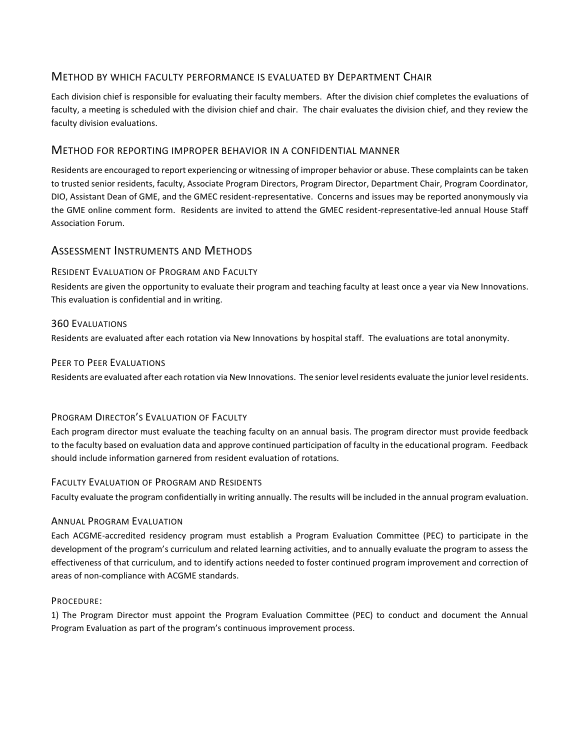## Method by which faculty performance is evaluated by Department Chair

Each division chief is responsible for evaluating their faculty members. After the division chief completes the evaluations of faculty, a meeting is scheduled with the division chief and chair. The chair evaluates the division chief, and they review the faculty division evaluations.

## Method for reporting improper behavior in a confidential manner

Residents are encouraged to report experiencing or witnessing of improper behavior or abuse. These complaints can be taken to trusted senior residents, faculty, Associate Program Directors, Program Director, Department Chair, Program Coordinator, DIO, Assistant Dean of GME, and the GMEC resident-representative. Concerns and issues may be reported anonymously via the GME online comment form. Residents are invited to attend the GMEC resident-representative-led annual House Staff Association Forum.

## Assessment Instruments and Methods

### Resident Evaluation of Program and Faculty

Residents are given the opportunity to evaluate their program and teaching faculty at least once a year via New Innovations. This evaluation is confidential and in writing.

### 360 Evaluations

Residents are evaluated after each rotation via New Innovations by hospital staff. The evaluations are total anonymity.

### Peer to Peer Evaluations

Residents are evaluated after each rotation via New Innovations. The senior level residents evaluate the junior level residents.

### Program Director's Evaluation of Faculty

Each program director must evaluate the teaching faculty on an annual basis. The program director must provide feedback to the faculty based on evaluation data and approve continued participation of faculty in the educational program. Feedback should include information garnered from resident evaluation of rotations.

### Faculty Evaluation of Program and Residents

Faculty evaluate the program confidentially in writing annually. The results will be included in the annual program evaluation.

### Annual Program Evaluation

Each ACGME-accredited residency program must establish a Program Evaluation Committee (PEC) to participate in the development of the program's curriculum and related learning activities, and to annually evaluate the program to assess the effectiveness of that curriculum, and to identify actions needed to foster continued program improvement and correction of areas of non-compliance with ACGME standards.

### Procedure:

1) The Program Director must appoint the Program Evaluation Committee (PEC) to conduct and document the Annual Program Evaluation as part of the program's continuous improvement process.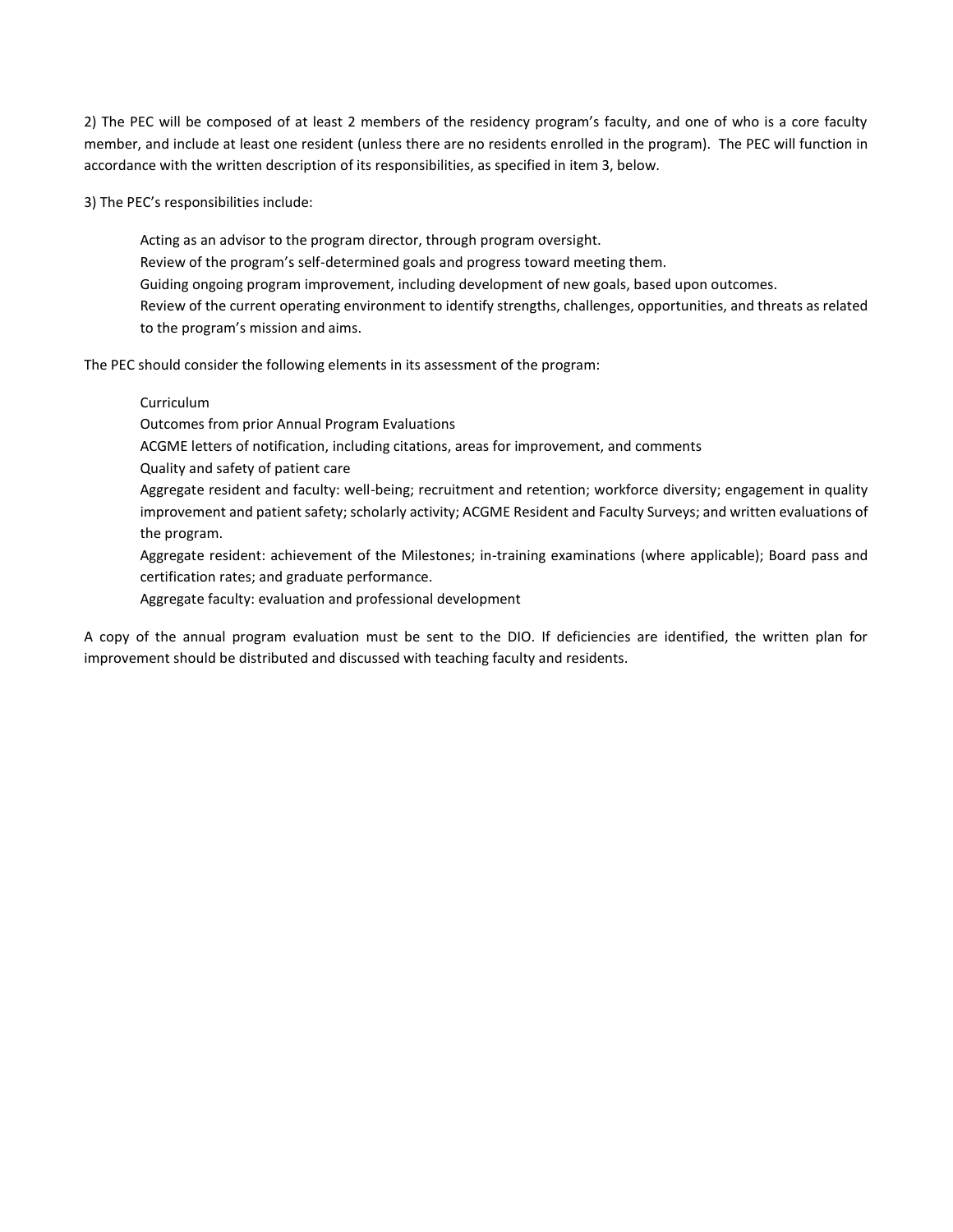2) The PEC will be composed of at least 2 members of the residency program's faculty, and one of who is a core faculty member, and include at least one resident (unless there are no residents enrolled in the program). The PEC will function in accordance with the written description of its responsibilities, as specified in item 3, below.

3) The PEC's responsibilities include:

- Acting as an advisor to the program director, through program oversight.
- Review of the program's self-determined goals and progress toward meeting them.
- Guiding ongoing program improvement, including development of new goals, based upon outcomes.
- Review of the current operating environment to identify strengths, challenges, opportunities, and threats as related to the program's mission and aims.

The PEC should consider the following elements in its assessment of the program:

- Curriculum
- Outcomes from prior Annual Program Evaluations
- ACGME letters of notification, including citations, areas for improvement, and comments
- Quality and safety of patient care
- Aggregate resident and faculty: well-being; recruitment and retention; workforce diversity; engagement in quality improvement and patient safety; scholarly activity; ACGME Resident and Faculty Surveys; and written evaluations of the program.
- Aggregate resident: achievement of the Milestones; in-training examinations (where applicable); Board pass and certification rates; and graduate performance.
- Aggregate faculty: evaluation and professional development

A copy of the annual program evaluation must be sent to the DIO. If deficiencies are identified, the written plan for improvement should be distributed and discussed with teaching faculty and residents.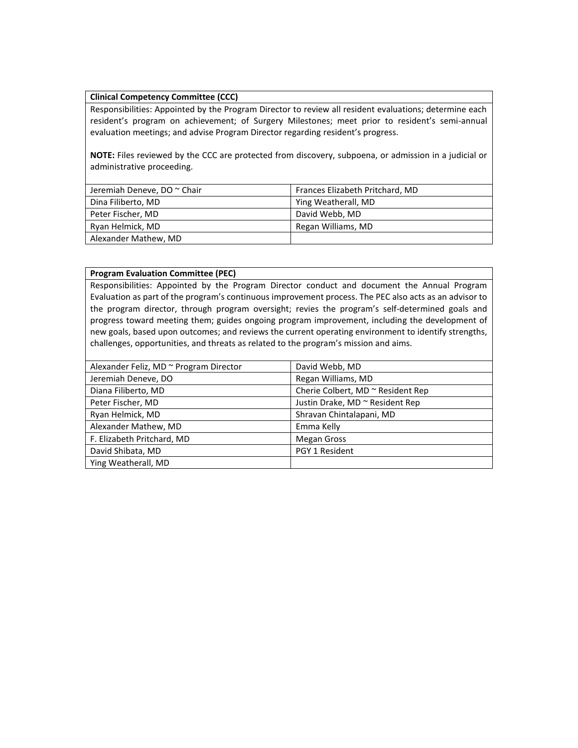| **Clinical Competency Committee (CCC)** | |
| --- | --- |
| Responsibilities: Appointed by the Program Director to review all resident evaluations; determine each resident's program on achievement; of Surgery Milestones; meet prior to resident's semi-annual evaluation meetings; and advise Program Director regarding resident's progress.<br><br>**NOTE:** Files reviewed by the CCC are protected from discovery, subpoena, or admission in a judicial or administrative proceeding. | |
| Jeremiah Deneve, DO ~ Chair | Frances Elizabeth Pritchard, MD |
| Dina Filiberto, MD | Ying Weatherall, MD |
| Peter Fischer, MD | David Webb, MD |
| Ryan Helmick, MD | Regan Williams, MD |
| Alexander Mathew, MD | |

| **Program Evaluation Committee (PEC)** | |
| --- | --- |
| Responsibilities: Appointed by the Program Director conduct and document the Annual Program Evaluation as part of the program's continuous improvement process. The PEC also acts as an advisor to the program director, through program oversight; revies the program's self-determined goals and progress toward meeting them; guides ongoing program improvement, including the development of new goals, based upon outcomes; and reviews the current operating environment to identify strengths, challenges, opportunities, and threats as related to the program's mission and aims. | |
| Alexander Feliz, MD ~ Program Director | David Webb, MD |
| Jeremiah Deneve, DO | Regan Williams, MD |
| Diana Filiberto, MD | Cherie Colbert, MD ~ Resident Rep |
| Peter Fischer, MD | Justin Drake, MD ~ Resident Rep |
| Ryan Helmick, MD | Shravan Chintalapani, MD |
| Alexander Mathew, MD | Emma Kelly |
| F. Elizabeth Pritchard, MD | Megan Gross |
| David Shibata, MD | PGY 1 Resident |
| Ying Weatherall, MD | |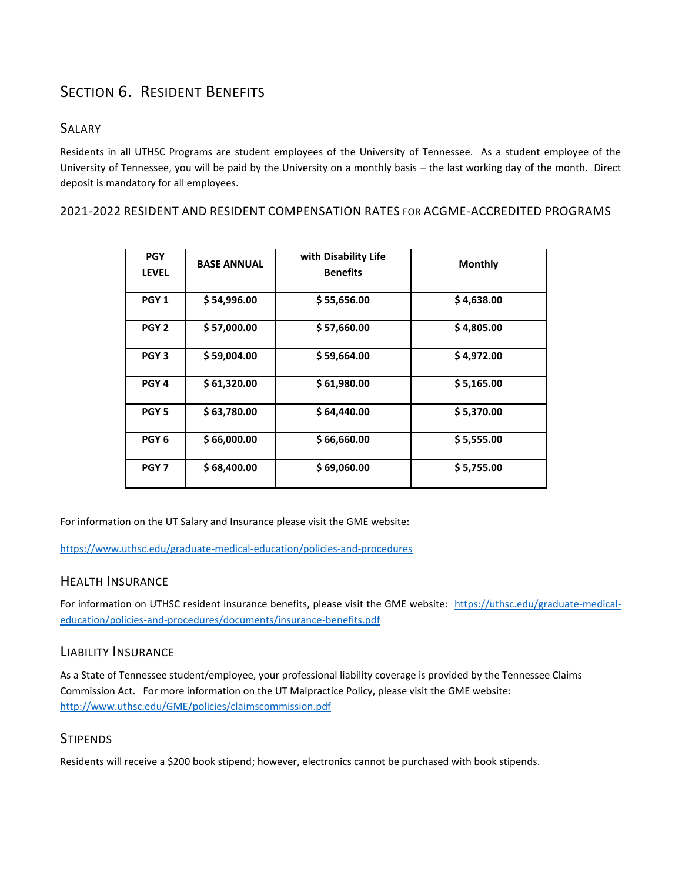# Section 6. Resident Benefits

## Salary

Residents in all UTHSC Programs are student employees of the University of Tennessee. As a student employee of the University of Tennessee, you will be paid by the University on a monthly basis – the last working day of the month. Direct deposit is mandatory for all employees.

### 2021-2022 RESIDENT AND RESIDENT COMPENSATION RATES FOR ACGME-ACCREDITED PROGRAMS

| PGY LEVEL | BASE ANNUAL | with Disability Life Benefits | Monthly |
|---|---|---|---|
| PGY 1 | $ 54,996.00 | $ 55,656.00 | $ 4,638.00 |
| PGY 2 | $ 57,000.00 | $ 57,660.00 | $ 4,805.00 |
| PGY 3 | $ 59,004.00 | $ 59,664.00 | $ 4,972.00 |
| PGY 4 | $ 61,320.00 | $ 61,980.00 | $ 5,165.00 |
| PGY 5 | $ 63,780.00 | $ 64,440.00 | $ 5,370.00 |
| PGY 6 | $ 66,000.00 | $ 66,660.00 | $ 5,555.00 |
| PGY 7 | $ 68,400.00 | $ 69,060.00 | $ 5,755.00 |

For information on the UT Salary and Insurance please visit the GME website:

https://www.uthsc.edu/graduate-medical-education/policies-and-procedures

## Health Insurance

For information on UTHSC resident insurance benefits, please visit the GME website: https://uthsc.edu/graduate-medical-education/policies-and-procedures/documents/insurance-benefits.pdf

## Liability Insurance

As a State of Tennessee student/employee, your professional liability coverage is provided by the Tennessee Claims Commission Act. For more information on the UT Malpractice Policy, please visit the GME website: http://www.uthsc.edu/GME/policies/claimscommission.pdf

## Stipends

Residents will receive a $200 book stipend; however, electronics cannot be purchased with book stipends.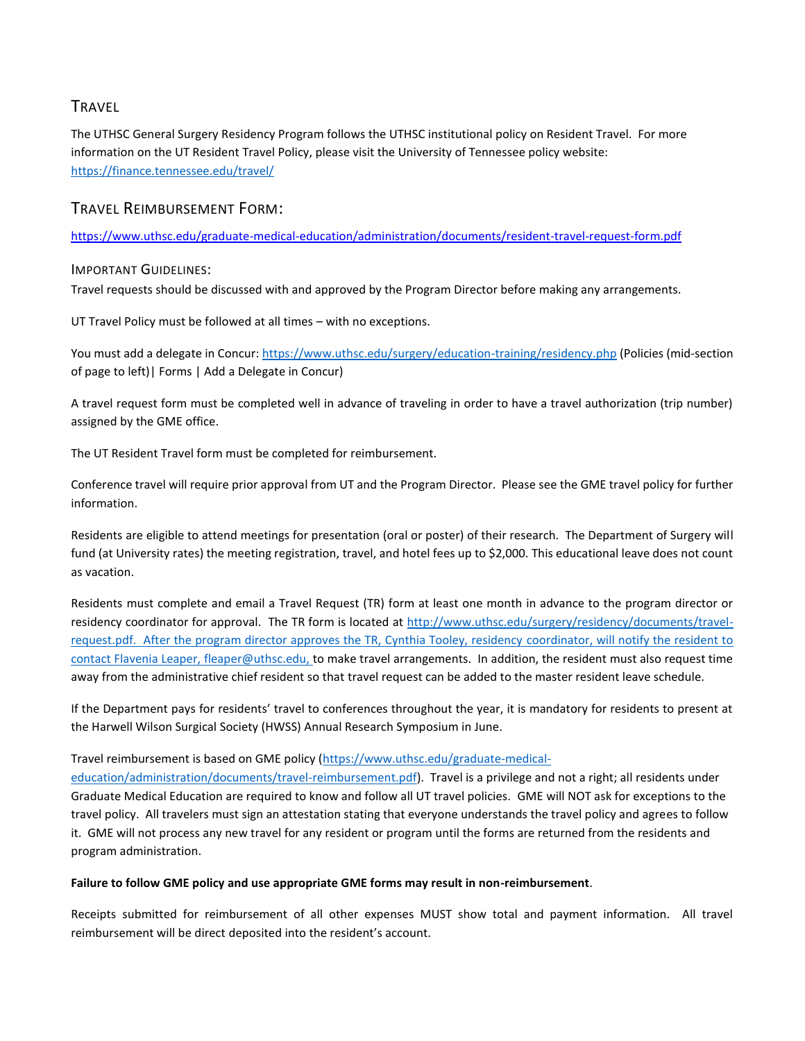## Travel

The UTHSC General Surgery Residency Program follows the UTHSC institutional policy on Resident Travel. For more information on the UT Resident Travel Policy, please visit the University of Tennessee policy website: https://finance.tennessee.edu/travel/

## Travel Reimbursement Form:

https://www.uthsc.edu/graduate-medical-education/administration/documents/resident-travel-request-form.pdf

### Important Guidelines:

Travel requests should be discussed with and approved by the Program Director before making any arrangements.

UT Travel Policy must be followed at all times – with no exceptions.

You must add a delegate in Concur: https://www.uthsc.edu/surgery/education-training/residency.php (Policies (mid-section of page to left)| Forms | Add a Delegate in Concur)

A travel request form must be completed well in advance of traveling in order to have a travel authorization (trip number) assigned by the GME office.

The UT Resident Travel form must be completed for reimbursement.

Conference travel will require prior approval from UT and the Program Director. Please see the GME travel policy for further information.

Residents are eligible to attend meetings for presentation (oral or poster) of their research. The Department of Surgery will fund (at University rates) the meeting registration, travel, and hotel fees up to $2,000. This educational leave does not count as vacation.

Residents must complete and email a Travel Request (TR) form at least one month in advance to the program director or residency coordinator for approval. The TR form is located at http://www.uthsc.edu/surgery/residency/documents/travel-request.pdf. After the program director approves the TR, Cynthia Tooley, residency coordinator, will notify the resident to contact Flavenia Leaper, fleaper@uthsc.edu, to make travel arrangements. In addition, the resident must also request time away from the administrative chief resident so that travel request can be added to the master resident leave schedule.

If the Department pays for residents' travel to conferences throughout the year, it is mandatory for residents to present at the Harwell Wilson Surgical Society (HWSS) Annual Research Symposium in June.

Travel reimbursement is based on GME policy (https://www.uthsc.edu/graduate-medical-education/administration/documents/travel-reimbursement.pdf). Travel is a privilege and not a right; all residents under Graduate Medical Education are required to know and follow all UT travel policies. GME will NOT ask for exceptions to the travel policy. All travelers must sign an attestation stating that everyone understands the travel policy and agrees to follow it. GME will not process any new travel for any resident or program until the forms are returned from the residents and program administration.

**Failure to follow GME policy and use appropriate GME forms may result in non-reimbursement**.

Receipts submitted for reimbursement of all other expenses MUST show total and payment information. All travel reimbursement will be direct deposited into the resident's account.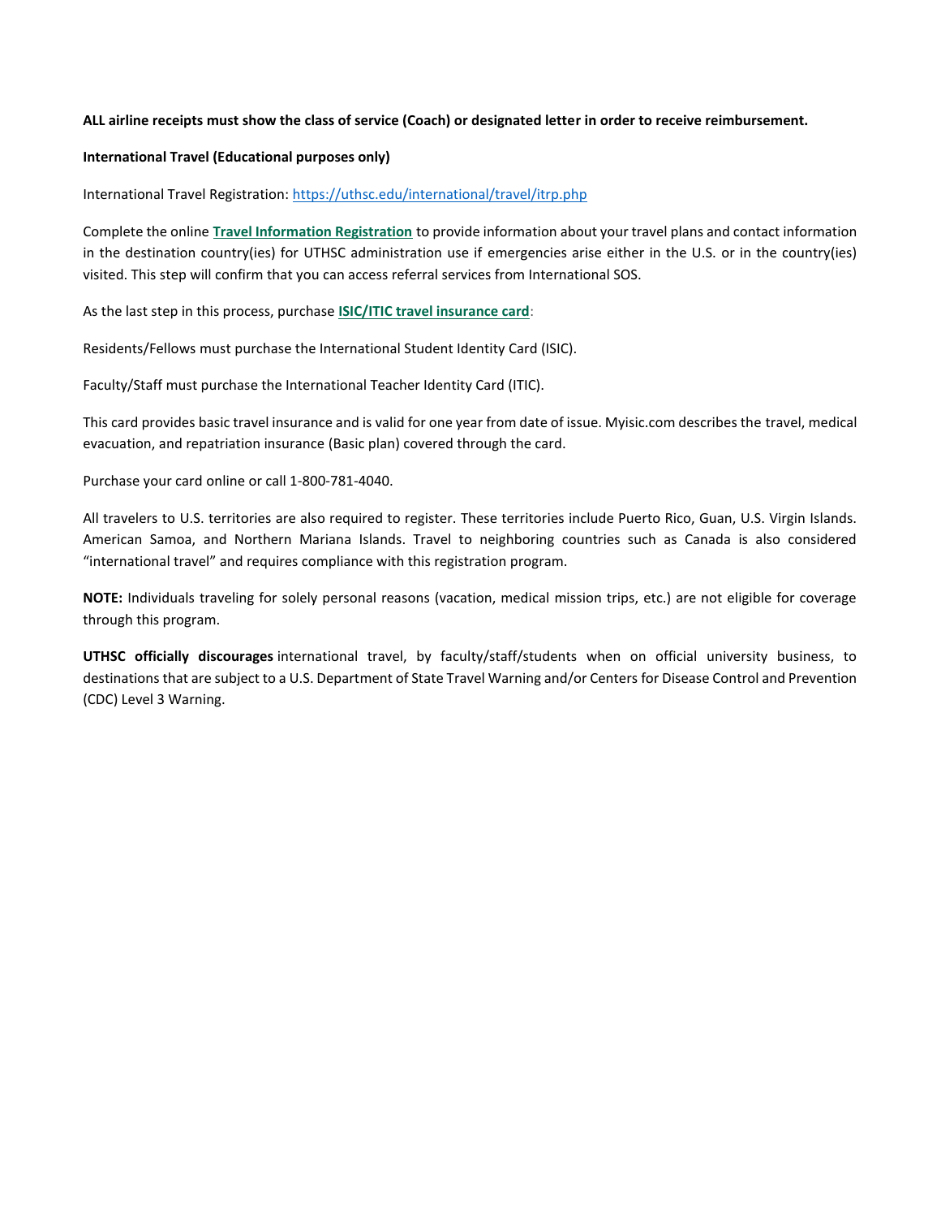**ALL airline receipts must show the class of service (Coach) or designated letter in order to receive reimbursement.**

**International Travel (Educational purposes only)**

International Travel Registration: https://uthsc.edu/international/travel/itrp.php

Complete the online **Travel Information Registration** to provide information about your travel plans and contact information in the destination country(ies) for UTHSC administration use if emergencies arise either in the U.S. or in the country(ies) visited. This step will confirm that you can access referral services from International SOS.

As the last step in this process, purchase **ISIC/ITIC travel insurance card**:

Residents/Fellows must purchase the International Student Identity Card (ISIC).

Faculty/Staff must purchase the International Teacher Identity Card (ITIC).

This card provides basic travel insurance and is valid for one year from date of issue. Myisic.com describes the travel, medical evacuation, and repatriation insurance (Basic plan) covered through the card.

Purchase your card online or call 1-800-781-4040.

All travelers to U.S. territories are also required to register. These territories include Puerto Rico, Guan, U.S. Virgin Islands. American Samoa, and Northern Mariana Islands. Travel to neighboring countries such as Canada is also considered “international travel” and requires compliance with this registration program.

**NOTE:** Individuals traveling for solely personal reasons (vacation, medical mission trips, etc.) are not eligible for coverage through this program.

**UTHSC officially discourages** international travel, by faculty/staff/students when on official university business, to destinations that are subject to a U.S. Department of State Travel Warning and/or Centers for Disease Control and Prevention (CDC) Level 3 Warning.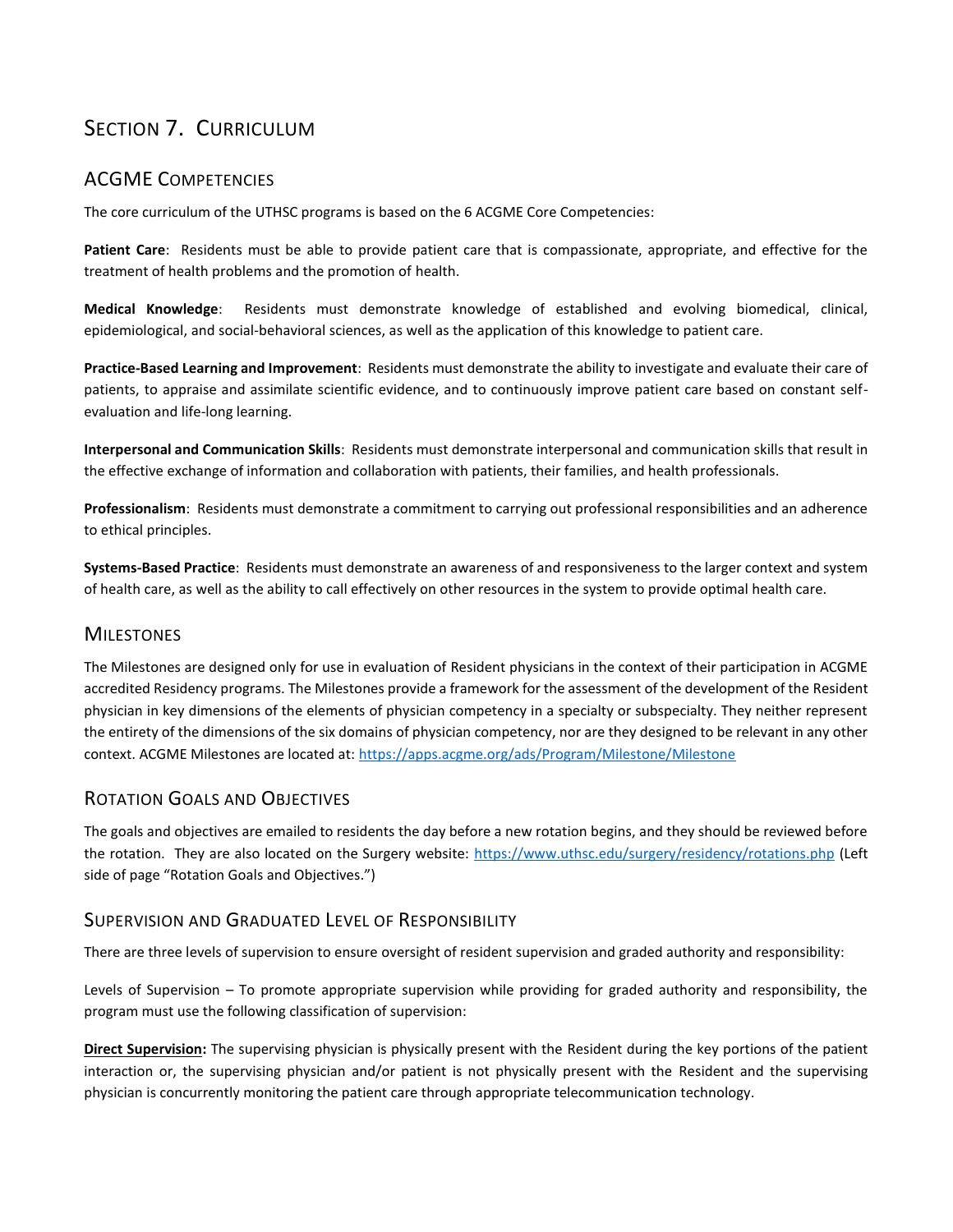# Section 7. Curriculum

## ACGME Competencies

The core curriculum of the UTHSC programs is based on the 6 ACGME Core Competencies:

**Patient Care**: Residents must be able to provide patient care that is compassionate, appropriate, and effective for the treatment of health problems and the promotion of health.

**Medical Knowledge**: Residents must demonstrate knowledge of established and evolving biomedical, clinical, epidemiological, and social-behavioral sciences, as well as the application of this knowledge to patient care.

**Practice-Based Learning and Improvement**: Residents must demonstrate the ability to investigate and evaluate their care of patients, to appraise and assimilate scientific evidence, and to continuously improve patient care based on constant self-evaluation and life-long learning.

**Interpersonal and Communication Skills**: Residents must demonstrate interpersonal and communication skills that result in the effective exchange of information and collaboration with patients, their families, and health professionals.

**Professionalism**: Residents must demonstrate a commitment to carrying out professional responsibilities and an adherence to ethical principles.

**Systems-Based Practice**: Residents must demonstrate an awareness of and responsiveness to the larger context and system of health care, as well as the ability to call effectively on other resources in the system to provide optimal health care.

## Milestones

The Milestones are designed only for use in evaluation of Resident physicians in the context of their participation in ACGME accredited Residency programs. The Milestones provide a framework for the assessment of the development of the Resident physician in key dimensions of the elements of physician competency in a specialty or subspecialty. They neither represent the entirety of the dimensions of the six domains of physician competency, nor are they designed to be relevant in any other context. ACGME Milestones are located at: https://apps.acgme.org/ads/Program/Milestone/Milestone

## Rotation Goals and Objectives

The goals and objectives are emailed to residents the day before a new rotation begins, and they should be reviewed before the rotation. They are also located on the Surgery website: https://www.uthsc.edu/surgery/residency/rotations.php (Left side of page "Rotation Goals and Objectives.")

## Supervision and Graduated Level of Responsibility

There are three levels of supervision to ensure oversight of resident supervision and graded authority and responsibility:

Levels of Supervision – To promote appropriate supervision while providing for graded authority and responsibility, the program must use the following classification of supervision:

**Direct Supervision:** The supervising physician is physically present with the Resident during the key portions of the patient interaction or, the supervising physician and/or patient is not physically present with the Resident and the supervising physician is concurrently monitoring the patient care through appropriate telecommunication technology.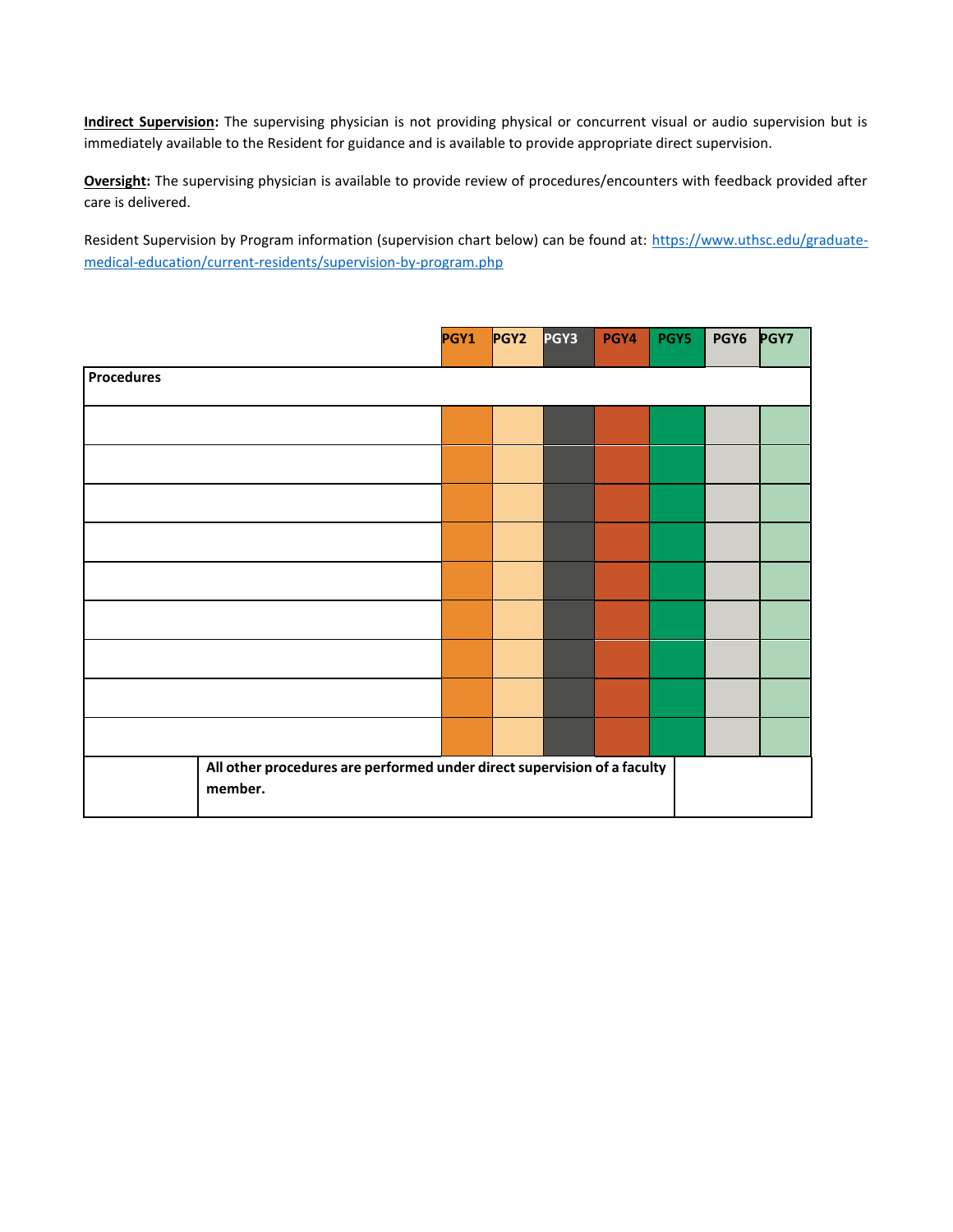**Indirect Supervision:** The supervising physician is not providing physical or concurrent visual or audio supervision but is immediately available to the Resident for guidance and is available to provide appropriate direct supervision.

**Oversight:** The supervising physician is available to provide review of procedures/encounters with feedback provided after care is delivered.

Resident Supervision by Program information (supervision chart below) can be found at: https://www.uthsc.edu/graduate-medical-education/current-residents/supervision-by-program.php

| | PGY1 | PGY2 | PGY3 | PGY4 | PGY5 | PGY6 | PGY7 |
|---|---|---|---|---|---|---|---|
| **Procedures** | | | | | | | |
| | | | | | | | |
| | | | | | | | |
| | | | | | | | |
| | | | | | | | |
| | | | | | | | |
| | | | | | | | |
| | | | | | | | |
| | | | | | | | |
| | | | | | | | |
| **All other procedures are performed under direct supervision of a faculty member.** | | | | | | | |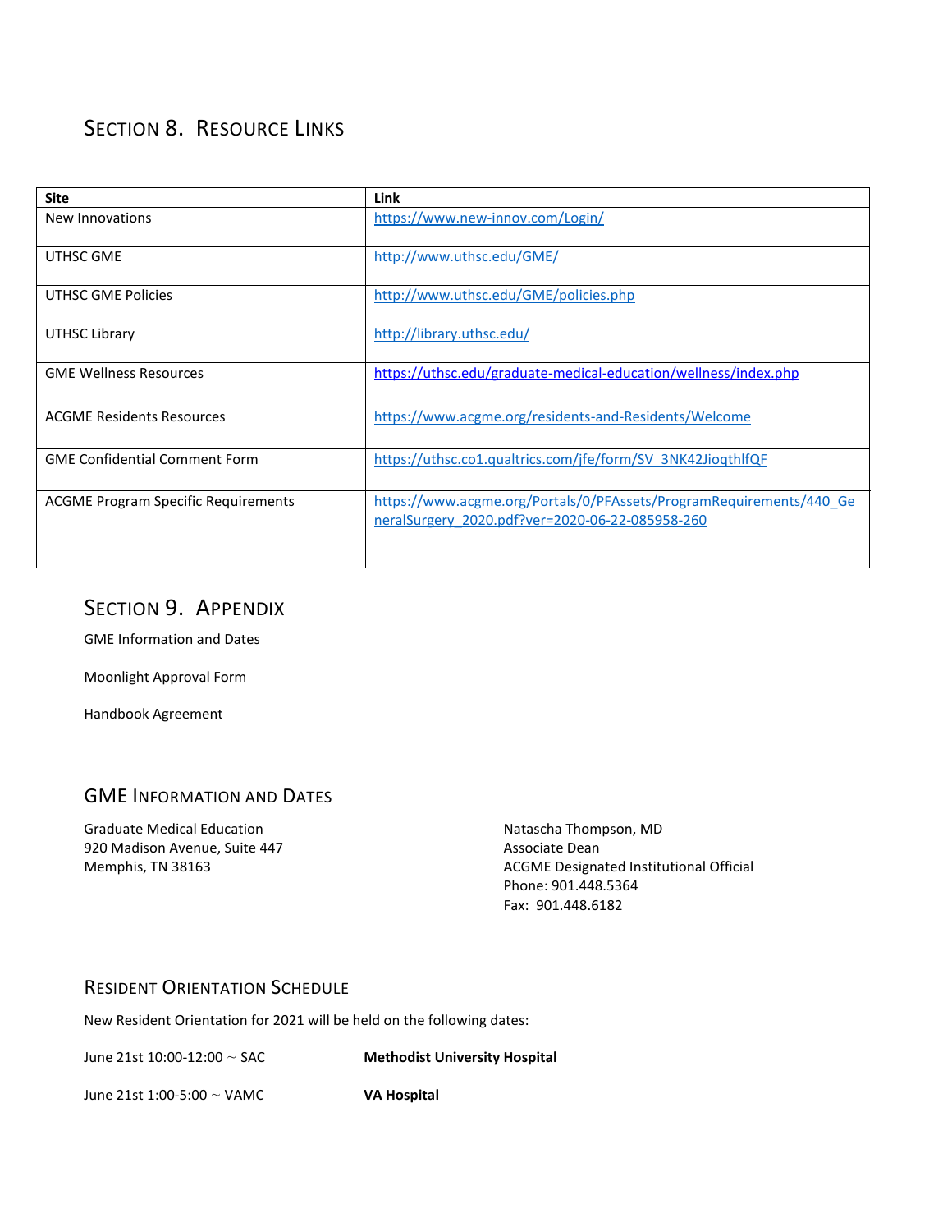## Section 8. Resource Links

| Site | Link |
|---|---|
| New Innovations | https://www.new-innov.com/Login/ |
| UTHSC GME | http://www.uthsc.edu/GME/ |
| UTHSC GME Policies | http://www.uthsc.edu/GME/policies.php |
| UTHSC Library | http://library.uthsc.edu/ |
| GME Wellness Resources | https://uthsc.edu/graduate-medical-education/wellness/index.php |
| ACGME Residents Resources | https://www.acgme.org/residents-and-Residents/Welcome |
| GME Confidential Comment Form | https://uthsc.co1.qualtrics.com/jfe/form/SV_3NK42JioqthlfQF |
| ACGME Program Specific Requirements | https://www.acgme.org/Portals/0/PFAssets/ProgramRequirements/440_GeneralSurgery_2020.pdf?ver=2020-06-22-085958-260 |

## Section 9. Appendix

GME Information and Dates

Moonlight Approval Form

Handbook Agreement

### GME Information and Dates

Graduate Medical Education
920 Madison Avenue, Suite 447
Memphis, TN 38163

Natascha Thompson, MD
Associate Dean
ACGME Designated Institutional Official
Phone: 901.448.5364
Fax: 901.448.6182

### Resident Orientation Schedule

New Resident Orientation for 2021 will be held on the following dates:

June 21st 10:00-12:00 ~ SAC **Methodist University Hospital**

June 21st 1:00-5:00 ~ VAMC **VA Hospital**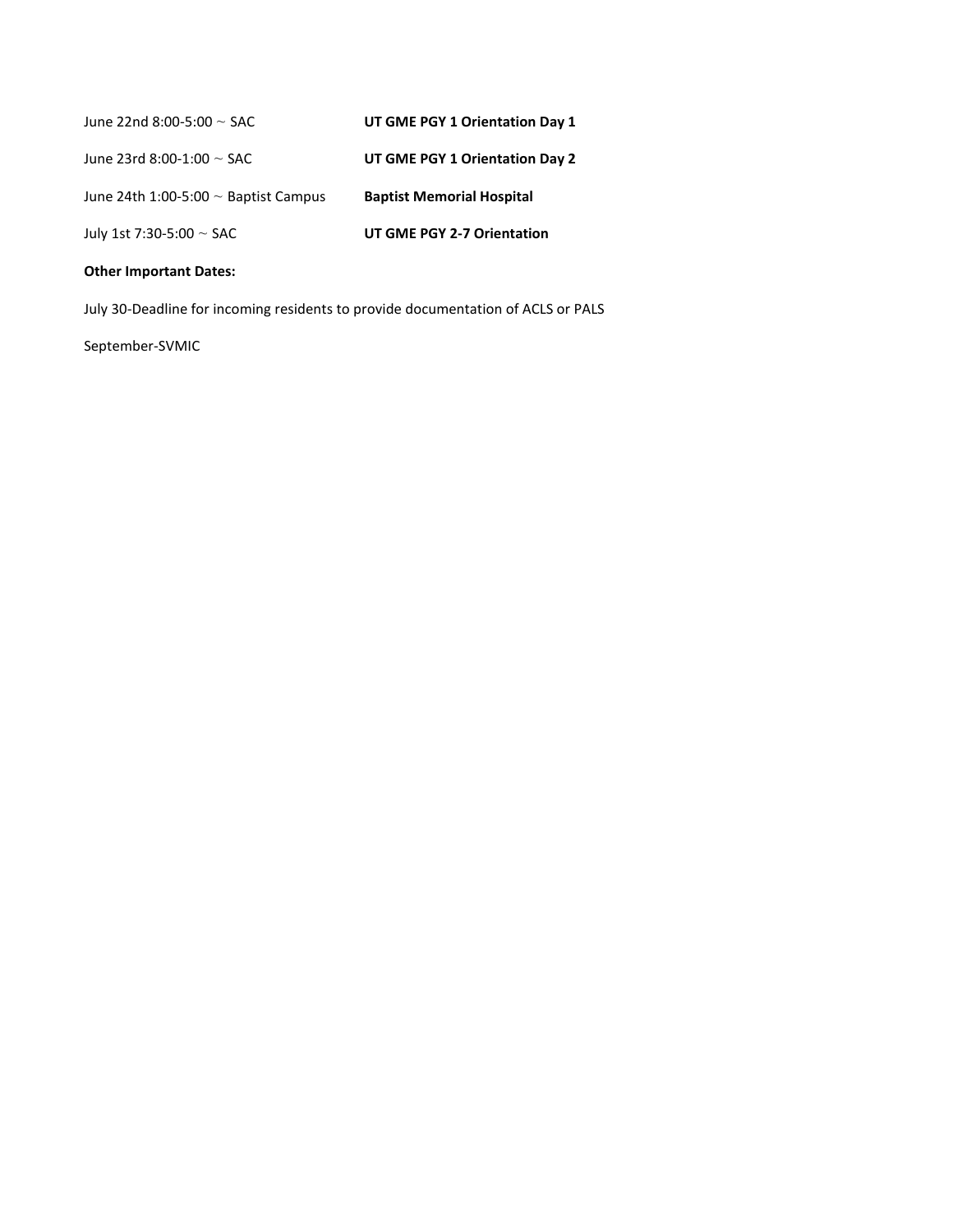| | |
|---|---|
| June 22nd 8:00-5:00 ~ SAC | **UT GME PGY 1 Orientation Day 1** |
| June 23rd 8:00-1:00 ~ SAC | **UT GME PGY 1 Orientation Day 2** |
| June 24th 1:00-5:00 ~ Baptist Campus | **Baptist Memorial Hospital** |
| July 1st 7:30-5:00 ~ SAC | **UT GME PGY 2-7 Orientation** |

**Other Important Dates:**

July 30-Deadline for incoming residents to provide documentation of ACLS or PALS

September-SVMIC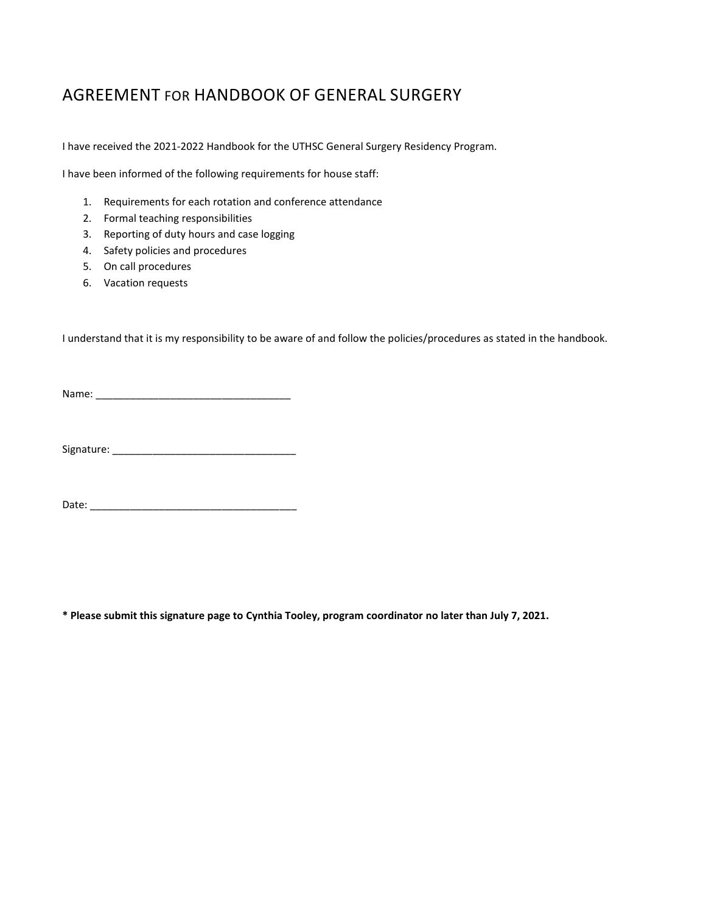# AGREEMENT FOR HANDBOOK OF GENERAL SURGERY

I have received the 2021-2022 Handbook for the UTHSC General Surgery Residency Program.

I have been informed of the following requirements for house staff:

1. Requirements for each rotation and conference attendance
2. Formal teaching responsibilities
3. Reporting of duty hours and case logging
4. Safety policies and procedures
5. On call procedures
6. Vacation requests

I understand that it is my responsibility to be aware of and follow the policies/procedures as stated in the handbook.

Name: _________________________________

Signature: ________________________________

Date: ____________________________________

**\* Please submit this signature page to Cynthia Tooley, program coordinator no later than July 7, 2021.**